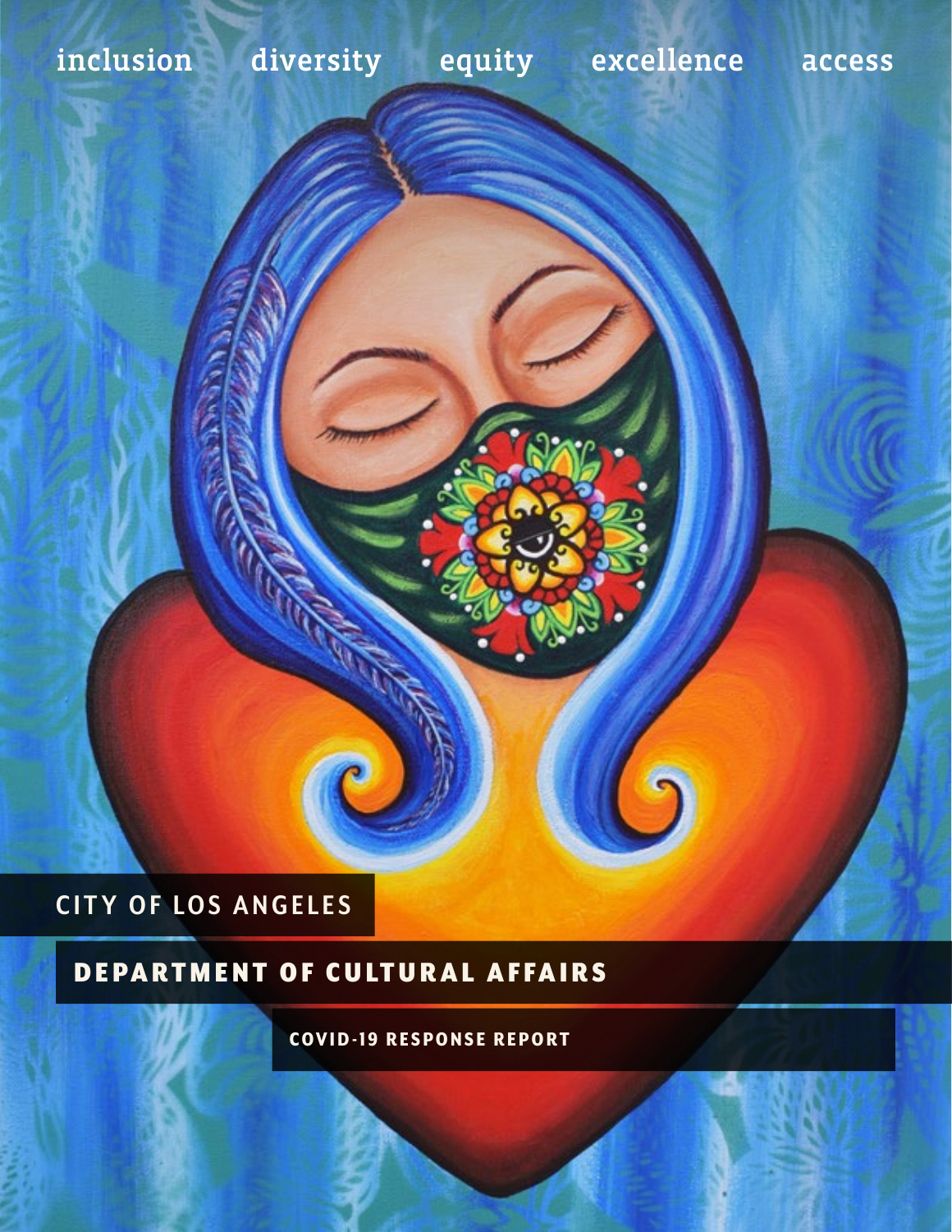inclusion diversity equity excellence access

CITY OF LOS ANGELES

# DEPARTMENT OF CULTURAL AFFAIRS

## COVID-19 RESPONSE REPORT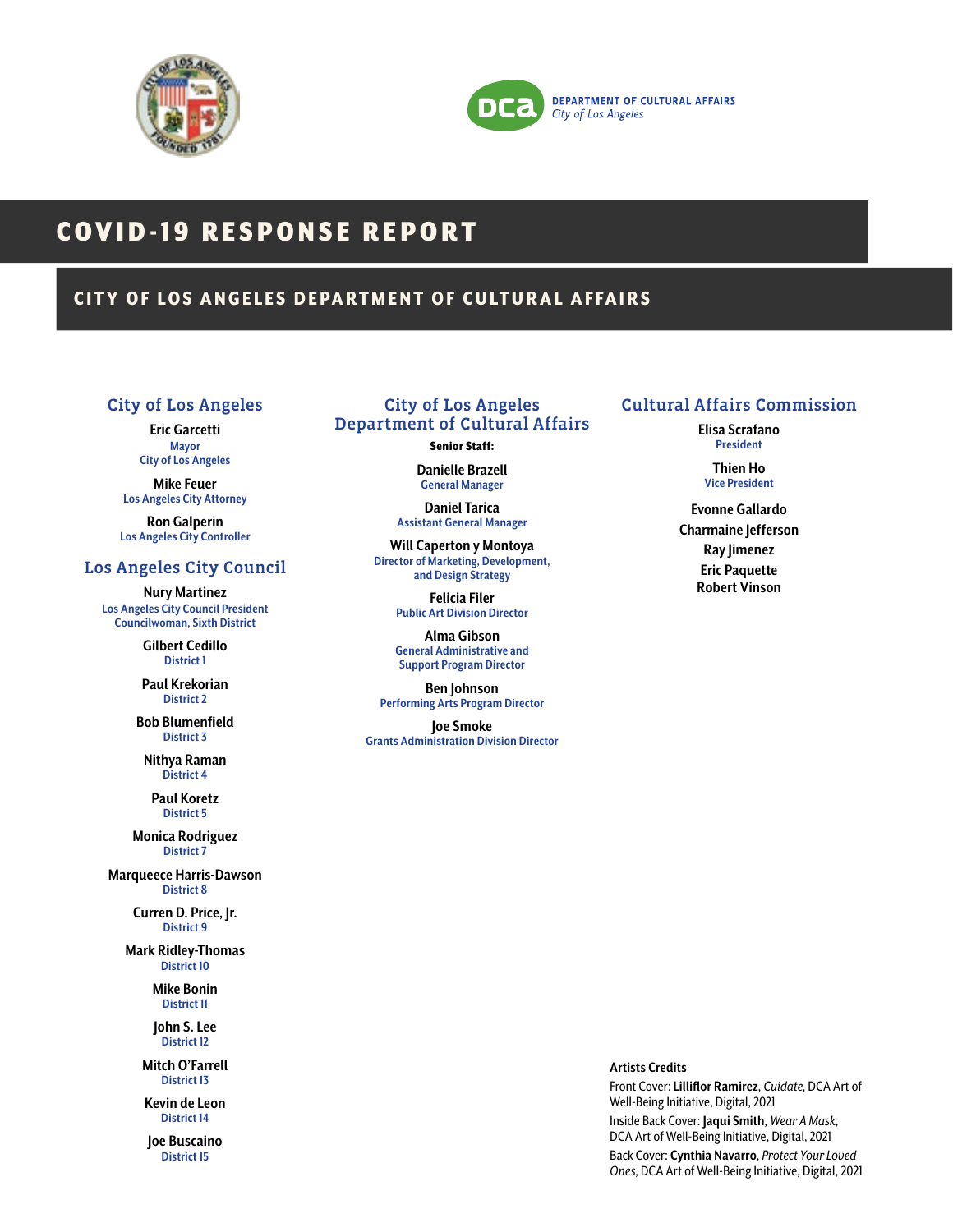DEPARTMENT OF CULTURAL AFFAIRS
*City of Los Angeles*

# COVID-19 RESPONSE REPORT

## CITY OF LOS ANGELES DEPARTMENT OF CULTURAL AFFAIRS

### City of Los Angeles

**Eric Garcetti**
Mayor
City of Los Angeles

**Mike Feuer**
Los Angeles City Attorney

**Ron Galperin**
Los Angeles City Controller

### Los Angeles City Council

**Nury Martinez**
Los Angeles City Council President
Councilwoman, Sixth District

**Gilbert Cedillo**
District 1

**Paul Krekorian**
District 2

**Bob Blumenfield**
District 3

**Nithya Raman**
District 4

**Paul Koretz**
District 5

**Monica Rodriguez**
District 7

**Marqueece Harris-Dawson**
District 8

**Curren D. Price, Jr.**
District 9

**Mark Ridley-Thomas**
District 10

**Mike Bonin**
District 11

**John S. Lee**
District 12

**Mitch O'Farrell**
District 13

**Kevin de Leon**
District 14

**Joe Buscaino**
District 15

### City of Los Angeles Department of Cultural Affairs

**Senior Staff:**

**Danielle Brazell**
General Manager

**Daniel Tarica**
Assistant General Manager

**Will Caperton y Montoya**
Director of Marketing, Development, and Design Strategy

**Felicia Filer**
Public Art Division Director

**Alma Gibson**
General Administrative and Support Program Director

**Ben Johnson**
Performing Arts Program Director

**Joe Smoke**
Grants Administration Division Director

### Cultural Affairs Commission

**Elisa Scrafano**
President

**Thien Ho**
Vice President

**Evonne Gallardo**

**Charmaine Jefferson**

**Ray Jimenez**

**Eric Paquette**

**Robert Vinson**

**Artists Credits**

Front Cover: **Lilliflor Ramirez**, *Cuidate*, DCA Art of Well-Being Initiative, Digital, 2021

Inside Back Cover: **Jaqui Smith**, *Wear A Mask*, DCA Art of Well-Being Initiative, Digital, 2021

Back Cover: **Cynthia Navarro**, *Protect Your Loved Ones*, DCA Art of Well-Being Initiative, Digital, 2021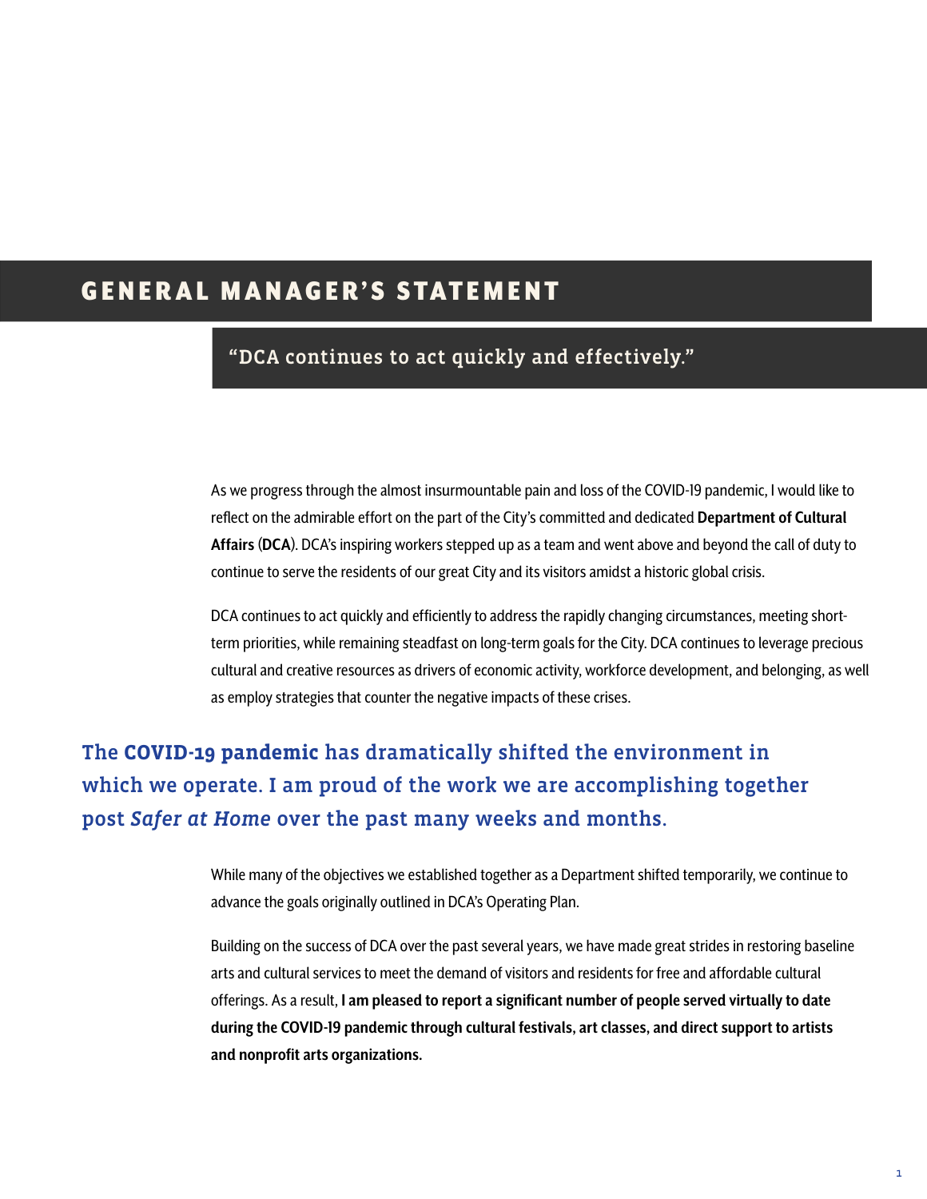# GENERAL MANAGER'S STATEMENT

## "DCA continues to act quickly and effectively."

As we progress through the almost insurmountable pain and loss of the COVID-19 pandemic, I would like to reflect on the admirable effort on the part of the City's committed and dedicated **Department of Cultural Affairs** (**DCA**). DCA's inspiring workers stepped up as a team and went above and beyond the call of duty to continue to serve the residents of our great City and its visitors amidst a historic global crisis.

DCA continues to act quickly and efficiently to address the rapidly changing circumstances, meeting short-term priorities, while remaining steadfast on long-term goals for the City. DCA continues to leverage precious cultural and creative resources as drivers of economic activity, workforce development, and belonging, as well as employ strategies that counter the negative impacts of these crises.

> The **COVID-19 pandemic** has dramatically shifted the environment in which we operate. I am proud of the work we are accomplishing together post *Safer at Home* over the past many weeks and months.

While many of the objectives we established together as a Department shifted temporarily, we continue to advance the goals originally outlined in DCA's Operating Plan.

Building on the success of DCA over the past several years, we have made great strides in restoring baseline arts and cultural services to meet the demand of visitors and residents for free and affordable cultural offerings. As a result, **I am pleased to report a significant number of people served virtually to date during the COVID-19 pandemic through cultural festivals, art classes, and direct support to artists and nonprofit arts organizations.**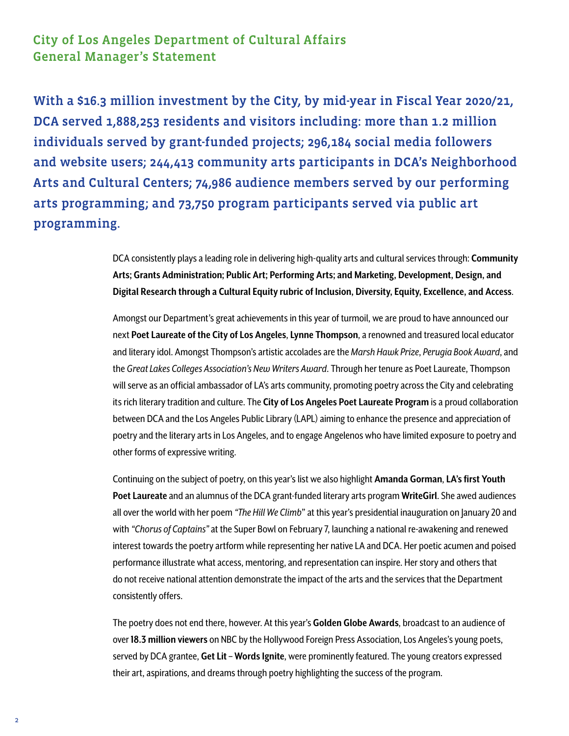## City of Los Angeles Department of Cultural Affairs
## General Manager's Statement

**With a $16.3 million investment by the City, by mid-year in Fiscal Year 2020/21, DCA served 1,888,253 residents and visitors including: more than 1.2 million individuals served by grant-funded projects; 296,184 social media followers and website users; 244,413 community arts participants in DCA's Neighborhood Arts and Cultural Centers; 74,986 audience members served by our performing arts programming; and 73,750 program participants served via public art programming.**

DCA consistently plays a leading role in delivering high-quality arts and cultural services through: **Community Arts; Grants Administration; Public Art; Performing Arts; and Marketing, Development, Design, and Digital Research through a Cultural Equity rubric of Inclusion, Diversity, Equity, Excellence, and Access**.

Amongst our Department's great achievements in this year of turmoil, we are proud to have announced our next **Poet Laureate of the City of Los Angeles**, **Lynne Thompson**, a renowned and treasured local educator and literary idol. Amongst Thompson's artistic accolades are the *Marsh Hawk Prize*, *Perugia Book Award*, and the *Great Lakes Colleges Association's New Writers Award*. Through her tenure as Poet Laureate, Thompson will serve as an official ambassador of LA's arts community, promoting poetry across the City and celebrating its rich literary tradition and culture. The **City of Los Angeles Poet Laureate Program** is a proud collaboration between DCA and the Los Angeles Public Library (LAPL) aiming to enhance the presence and appreciation of poetry and the literary arts in Los Angeles, and to engage Angelenos who have limited exposure to poetry and other forms of expressive writing.

Continuing on the subject of poetry, on this year's list we also highlight **Amanda Gorman**, **LA's first Youth Poet Laureate** and an alumnus of the DCA grant-funded literary arts program **WriteGirl**. She awed audiences all over the world with her poem *"The Hill We Climb"* at this year's presidential inauguration on January 20 and with *"Chorus of Captains"* at the Super Bowl on February 7, launching a national re-awakening and renewed interest towards the poetry artform while representing her native LA and DCA. Her poetic acumen and poised performance illustrate what access, mentoring, and representation can inspire. Her story and others that do not receive national attention demonstrate the impact of the arts and the services that the Department consistently offers.

The poetry does not end there, however. At this year's **Golden Globe Awards**, broadcast to an audience of over **18.3 million viewers** on NBC by the Hollywood Foreign Press Association, Los Angeles's young poets, served by DCA grantee, **Get Lit – Words Ignite**, were prominently featured. The young creators expressed their art, aspirations, and dreams through poetry highlighting the success of the program.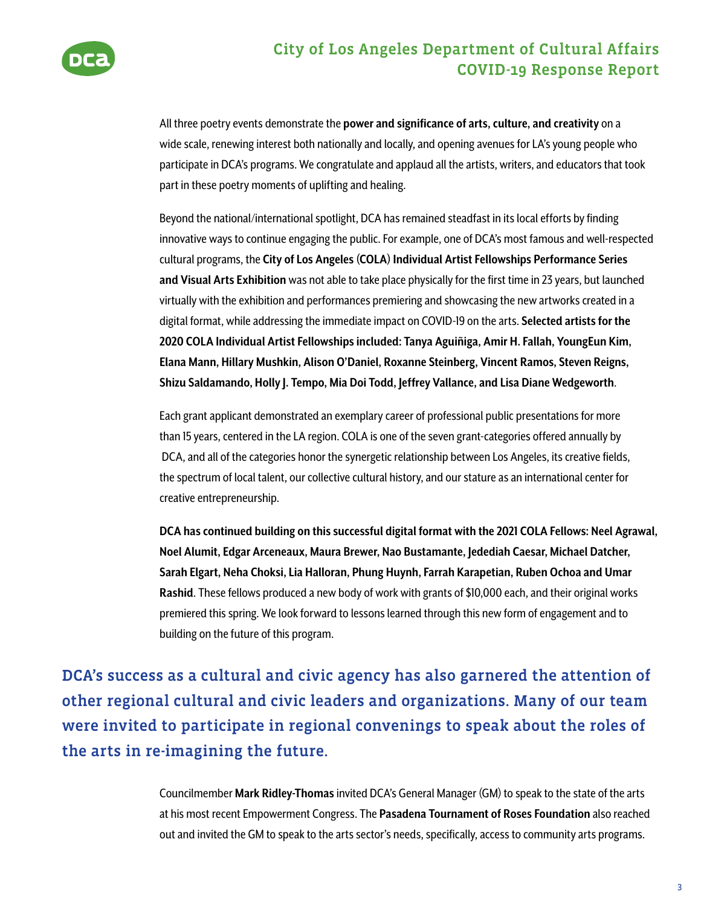All three poetry events demonstrate the **power and significance of arts, culture, and creativity** on a wide scale, renewing interest both nationally and locally, and opening avenues for LA's young people who participate in DCA's programs. We congratulate and applaud all the artists, writers, and educators that took part in these poetry moments of uplifting and healing.

Beyond the national/international spotlight, DCA has remained steadfast in its local efforts by finding innovative ways to continue engaging the public. For example, one of DCA's most famous and well-respected cultural programs, the **City of Los Angeles (COLA) Individual Artist Fellowships Performance Series and Visual Arts Exhibition** was not able to take place physically for the first time in 23 years, but launched virtually with the exhibition and performances premiering and showcasing the new artworks created in a digital format, while addressing the immediate impact on COVID-19 on the arts. **Selected artists for the 2020 COLA Individual Artist Fellowships included: Tanya Aguiñiga, Amir H. Fallah, YoungEun Kim, Elana Mann, Hillary Mushkin, Alison O'Daniel, Roxanne Steinberg, Vincent Ramos, Steven Reigns, Shizu Saldamando, Holly J. Tempo, Mia Doi Todd, Jeffrey Vallance, and Lisa Diane Wedgeworth**.

Each grant applicant demonstrated an exemplary career of professional public presentations for more than 15 years, centered in the LA region. COLA is one of the seven grant-categories offered annually by DCA, and all of the categories honor the synergetic relationship between Los Angeles, its creative fields, the spectrum of local talent, our collective cultural history, and our stature as an international center for creative entrepreneurship.

**DCA has continued building on this successful digital format with the 2021 COLA Fellows: Neel Agrawal, Noel Alumit, Edgar Arceneaux, Maura Brewer, Nao Bustamante, Jedediah Caesar, Michael Datcher, Sarah Elgart, Neha Choksi, Lia Halloran, Phung Huynh, Farrah Karapetian, Ruben Ochoa and Umar Rashid**. These fellows produced a new body of work with grants of $10,000 each, and their original works premiered this spring. We look forward to lessons learned through this new form of engagement and to building on the future of this program.

## DCA's success as a cultural and civic agency has also garnered the attention of other regional cultural and civic leaders and organizations. Many of our team were invited to participate in regional convenings to speak about the roles of the arts in re-imagining the future.

Councilmember **Mark Ridley-Thomas** invited DCA's General Manager (GM) to speak to the state of the arts at his most recent Empowerment Congress. The **Pasadena Tournament of Roses Foundation** also reached out and invited the GM to speak to the arts sector's needs, specifically, access to community arts programs.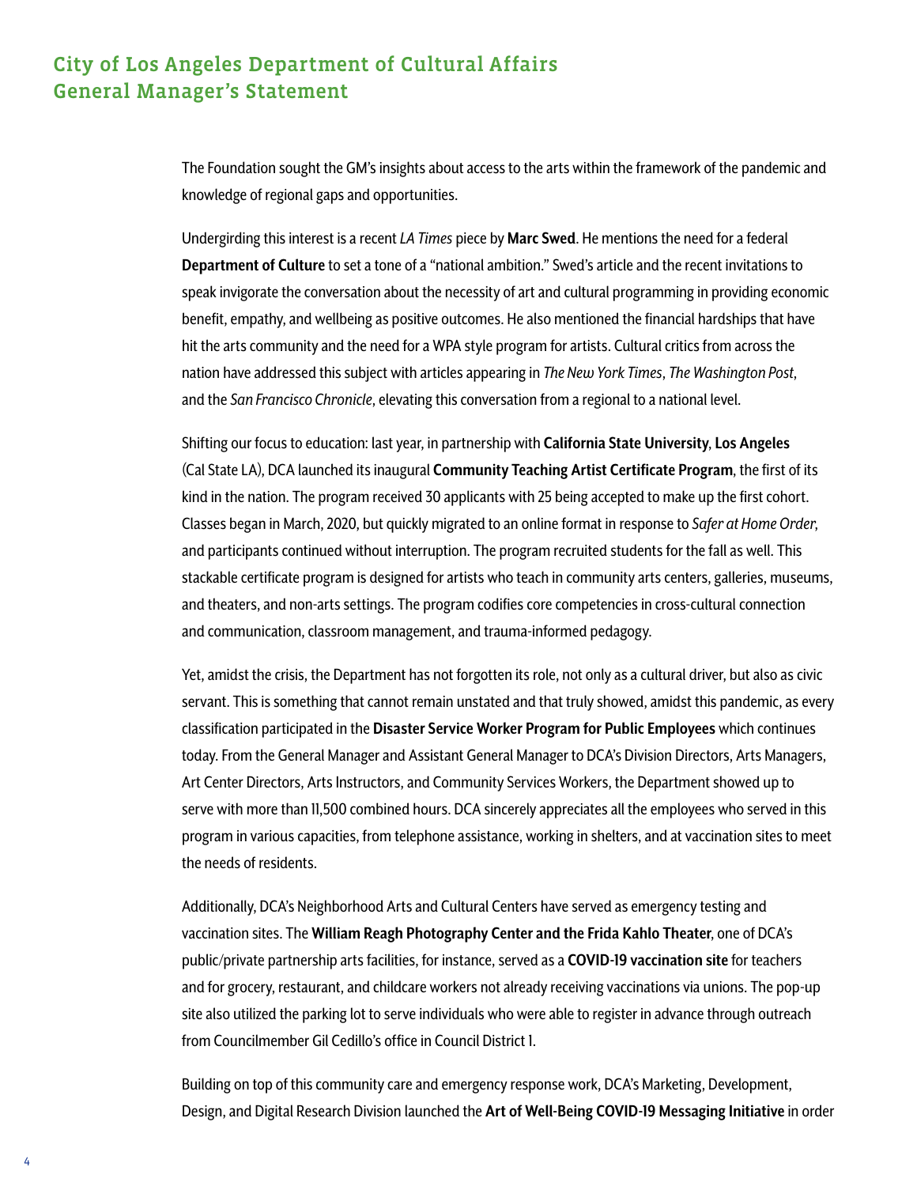## City of Los Angeles Department of Cultural Affairs General Manager's Statement

The Foundation sought the GM's insights about access to the arts within the framework of the pandemic and knowledge of regional gaps and opportunities.

Undergirding this interest is a recent *LA Times* piece by **Marc Swed**. He mentions the need for a federal **Department of Culture** to set a tone of a "national ambition." Swed's article and the recent invitations to speak invigorate the conversation about the necessity of art and cultural programming in providing economic benefit, empathy, and wellbeing as positive outcomes. He also mentioned the financial hardships that have hit the arts community and the need for a WPA style program for artists. Cultural critics from across the nation have addressed this subject with articles appearing in *The New York Times*, *The Washington Post*, and the *San Francisco Chronicle*, elevating this conversation from a regional to a national level.

Shifting our focus to education: last year, in partnership with **California State University**, **Los Angeles** (Cal State LA), DCA launched its inaugural **Community Teaching Artist Certificate Program**, the first of its kind in the nation. The program received 30 applicants with 25 being accepted to make up the first cohort. Classes began in March, 2020, but quickly migrated to an online format in response to *Safer at Home Order*, and participants continued without interruption. The program recruited students for the fall as well. This stackable certificate program is designed for artists who teach in community arts centers, galleries, museums, and theaters, and non-arts settings. The program codifies core competencies in cross-cultural connection and communication, classroom management, and trauma-informed pedagogy.

Yet, amidst the crisis, the Department has not forgotten its role, not only as a cultural driver, but also as civic servant. This is something that cannot remain unstated and that truly showed, amidst this pandemic, as every classification participated in the **Disaster Service Worker Program for Public Employees** which continues today. From the General Manager and Assistant General Manager to DCA's Division Directors, Arts Managers, Art Center Directors, Arts Instructors, and Community Services Workers, the Department showed up to serve with more than 11,500 combined hours. DCA sincerely appreciates all the employees who served in this program in various capacities, from telephone assistance, working in shelters, and at vaccination sites to meet the needs of residents.

Additionally, DCA's Neighborhood Arts and Cultural Centers have served as emergency testing and vaccination sites. The **William Reagh Photography Center and the Frida Kahlo Theater**, one of DCA's public/private partnership arts facilities, for instance, served as a **COVID-19 vaccination site** for teachers and for grocery, restaurant, and childcare workers not already receiving vaccinations via unions. The pop-up site also utilized the parking lot to serve individuals who were able to register in advance through outreach from Councilmember Gil Cedillo's office in Council District 1.

Building on top of this community care and emergency response work, DCA's Marketing, Development, Design, and Digital Research Division launched the **Art of Well-Being COVID-19 Messaging Initiative** in order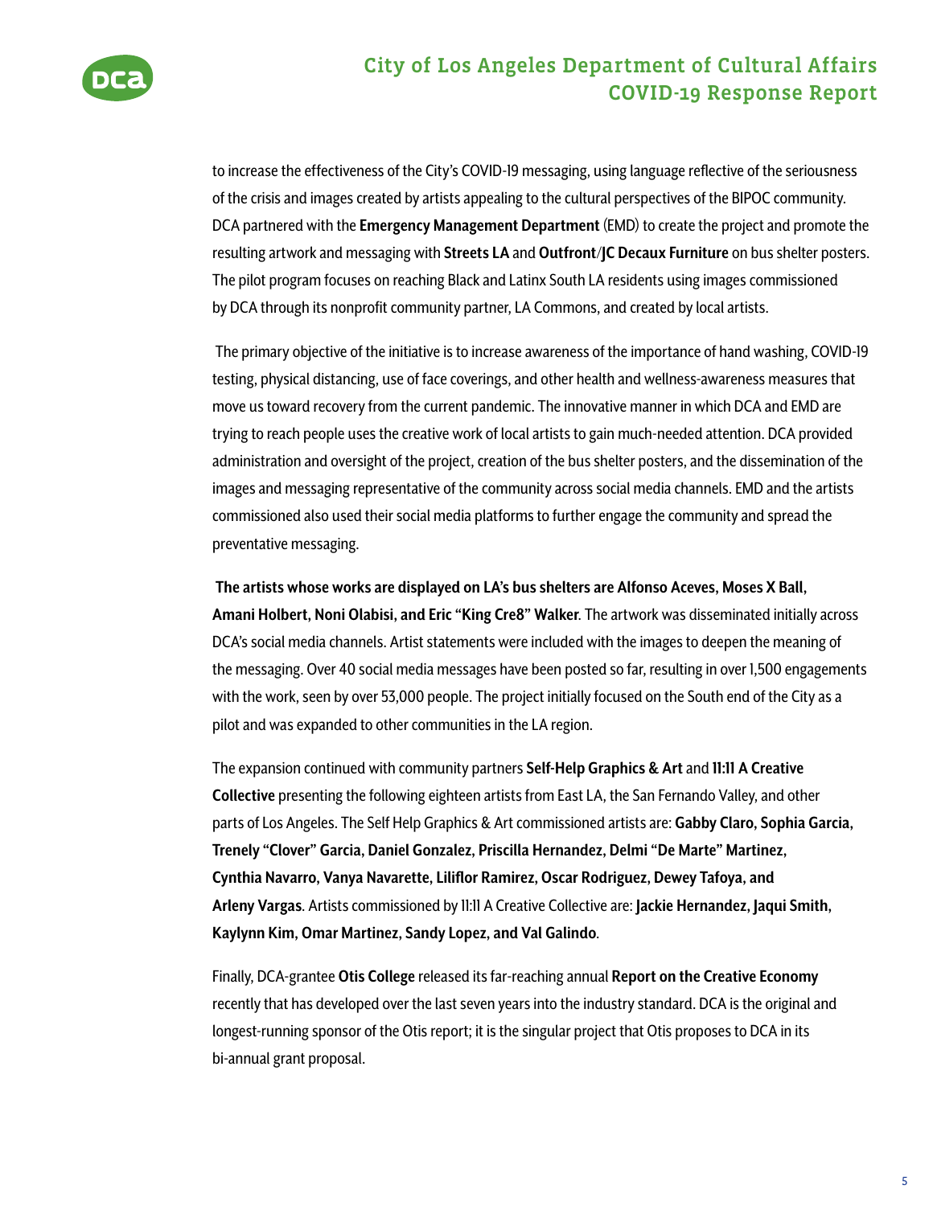to increase the effectiveness of the City's COVID-19 messaging, using language reflective of the seriousness of the crisis and images created by artists appealing to the cultural perspectives of the BIPOC community. DCA partnered with the **Emergency Management Department** (EMD) to create the project and promote the resulting artwork and messaging with **Streets LA** and **Outfront/JC Decaux Furniture** on bus shelter posters. The pilot program focuses on reaching Black and Latinx South LA residents using images commissioned by DCA through its nonprofit community partner, LA Commons, and created by local artists.

The primary objective of the initiative is to increase awareness of the importance of hand washing, COVID-19 testing, physical distancing, use of face coverings, and other health and wellness-awareness measures that move us toward recovery from the current pandemic. The innovative manner in which DCA and EMD are trying to reach people uses the creative work of local artists to gain much-needed attention. DCA provided administration and oversight of the project, creation of the bus shelter posters, and the dissemination of the images and messaging representative of the community across social media channels. EMD and the artists commissioned also used their social media platforms to further engage the community and spread the preventative messaging.

**The artists whose works are displayed on LA's bus shelters are Alfonso Aceves, Moses X Ball, Amani Holbert, Noni Olabisi, and Eric "King Cre8" Walker**. The artwork was disseminated initially across DCA's social media channels. Artist statements were included with the images to deepen the meaning of the messaging. Over 40 social media messages have been posted so far, resulting in over 1,500 engagements with the work, seen by over 53,000 people. The project initially focused on the South end of the City as a pilot and was expanded to other communities in the LA region.

The expansion continued with community partners **Self-Help Graphics & Art** and **11:11 A Creative Collective** presenting the following eighteen artists from East LA, the San Fernando Valley, and other parts of Los Angeles. The Self Help Graphics & Art commissioned artists are: **Gabby Claro, Sophia Garcia, Trenely "Clover" Garcia, Daniel Gonzalez, Priscilla Hernandez, Delmi "De Marte" Martinez, Cynthia Navarro, Vanya Navarette, Liliflor Ramirez, Oscar Rodriguez, Dewey Tafoya, and Arleny Vargas**. Artists commissioned by 11:11 A Creative Collective are: **Jackie Hernandez, Jaqui Smith, Kaylynn Kim, Omar Martinez, Sandy Lopez, and Val Galindo**.

Finally, DCA-grantee **Otis College** released its far-reaching annual **Report on the Creative Economy** recently that has developed over the last seven years into the industry standard. DCA is the original and longest-running sponsor of the Otis report; it is the singular project that Otis proposes to DCA in its bi-annual grant proposal.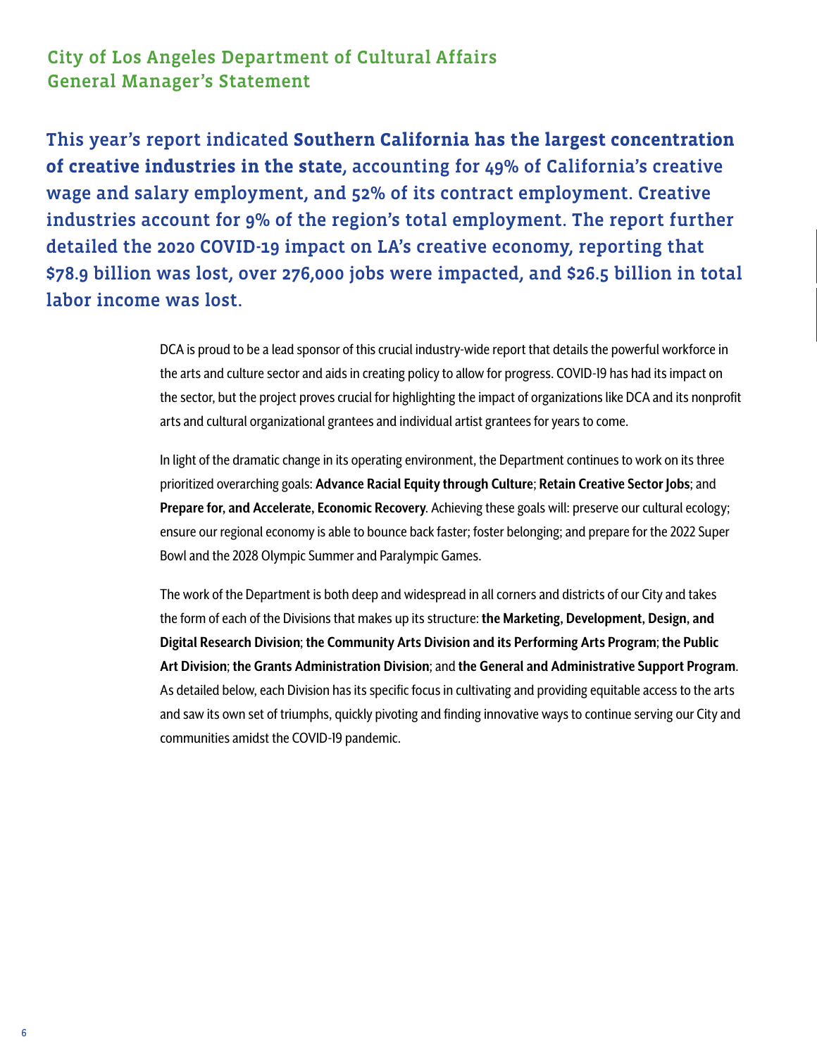## City of Los Angeles Department of Cultural Affairs General Manager's Statement

**This year's report indicated Southern California has the largest concentration of creative industries in the state, accounting for 49% of California's creative wage and salary employment, and 52% of its contract employment. Creative industries account for 9% of the region's total employment. The report further detailed the 2020 COVID-19 impact on LA's creative economy, reporting that $78.9 billion was lost, over 276,000 jobs were impacted, and $26.5 billion in total labor income was lost.**

DCA is proud to be a lead sponsor of this crucial industry-wide report that details the powerful workforce in the arts and culture sector and aids in creating policy to allow for progress. COVID-19 has had its impact on the sector, but the project proves crucial for highlighting the impact of organizations like DCA and its nonprofit arts and cultural organizational grantees and individual artist grantees for years to come.

In light of the dramatic change in its operating environment, the Department continues to work on its three prioritized overarching goals: **Advance Racial Equity through Culture**; **Retain Creative Sector Jobs**; and **Prepare for, and Accelerate, Economic Recovery**. Achieving these goals will: preserve our cultural ecology; ensure our regional economy is able to bounce back faster; foster belonging; and prepare for the 2022 Super Bowl and the 2028 Olympic Summer and Paralympic Games.

The work of the Department is both deep and widespread in all corners and districts of our City and takes the form of each of the Divisions that makes up its structure: **the Marketing, Development, Design, and Digital Research Division**; **the Community Arts Division and its Performing Arts Program**; **the Public Art Division**; **the Grants Administration Division**; and **the General and Administrative Support Program**. As detailed below, each Division has its specific focus in cultivating and providing equitable access to the arts and saw its own set of triumphs, quickly pivoting and finding innovative ways to continue serving our City and communities amidst the COVID-19 pandemic.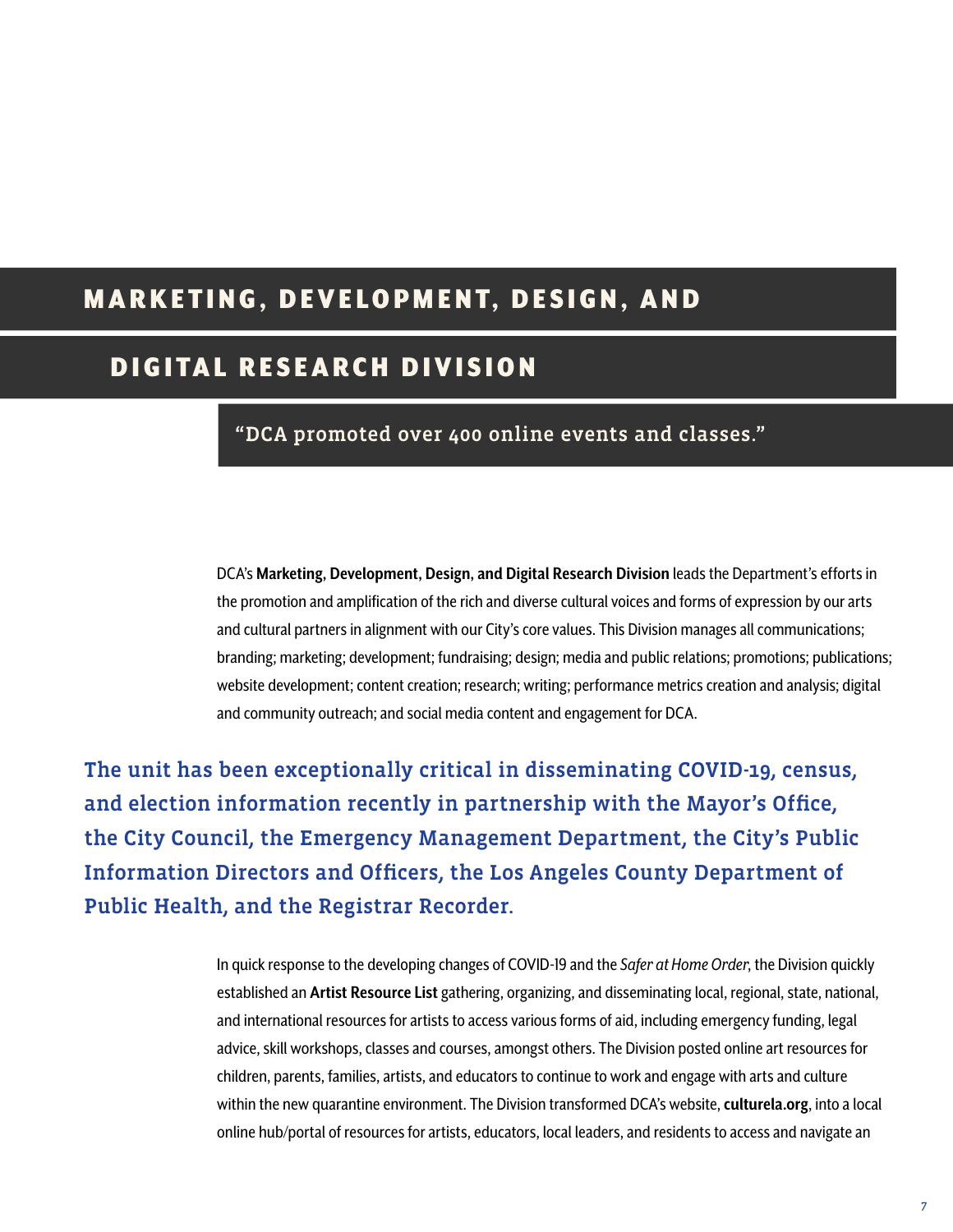# MARKETING, DEVELOPMENT, DESIGN, AND DIGITAL RESEARCH DIVISION

> "DCA promoted over 400 online events and classes."

DCA's **Marketing, Development, Design, and Digital Research Division** leads the Department's efforts in the promotion and amplification of the rich and diverse cultural voices and forms of expression by our arts and cultural partners in alignment with our City's core values. This Division manages all communications; branding; marketing; development; fundraising; design; media and public relations; promotions; publications; website development; content creation; research; writing; performance metrics creation and analysis; digital and community outreach; and social media content and engagement for DCA.

**The unit has been exceptionally critical in disseminating COVID-19, census, and election information recently in partnership with the Mayor's Office, the City Council, the Emergency Management Department, the City's Public Information Directors and Officers, the Los Angeles County Department of Public Health, and the Registrar Recorder.**

In quick response to the developing changes of COVID-19 and the *Safer at Home Order*, the Division quickly established an **Artist Resource List** gathering, organizing, and disseminating local, regional, state, national, and international resources for artists to access various forms of aid, including emergency funding, legal advice, skill workshops, classes and courses, amongst others. The Division posted online art resources for children, parents, families, artists, and educators to continue to work and engage with arts and culture within the new quarantine environment. The Division transformed DCA's website, **culturela.org**, into a local online hub/portal of resources for artists, educators, local leaders, and residents to access and navigate an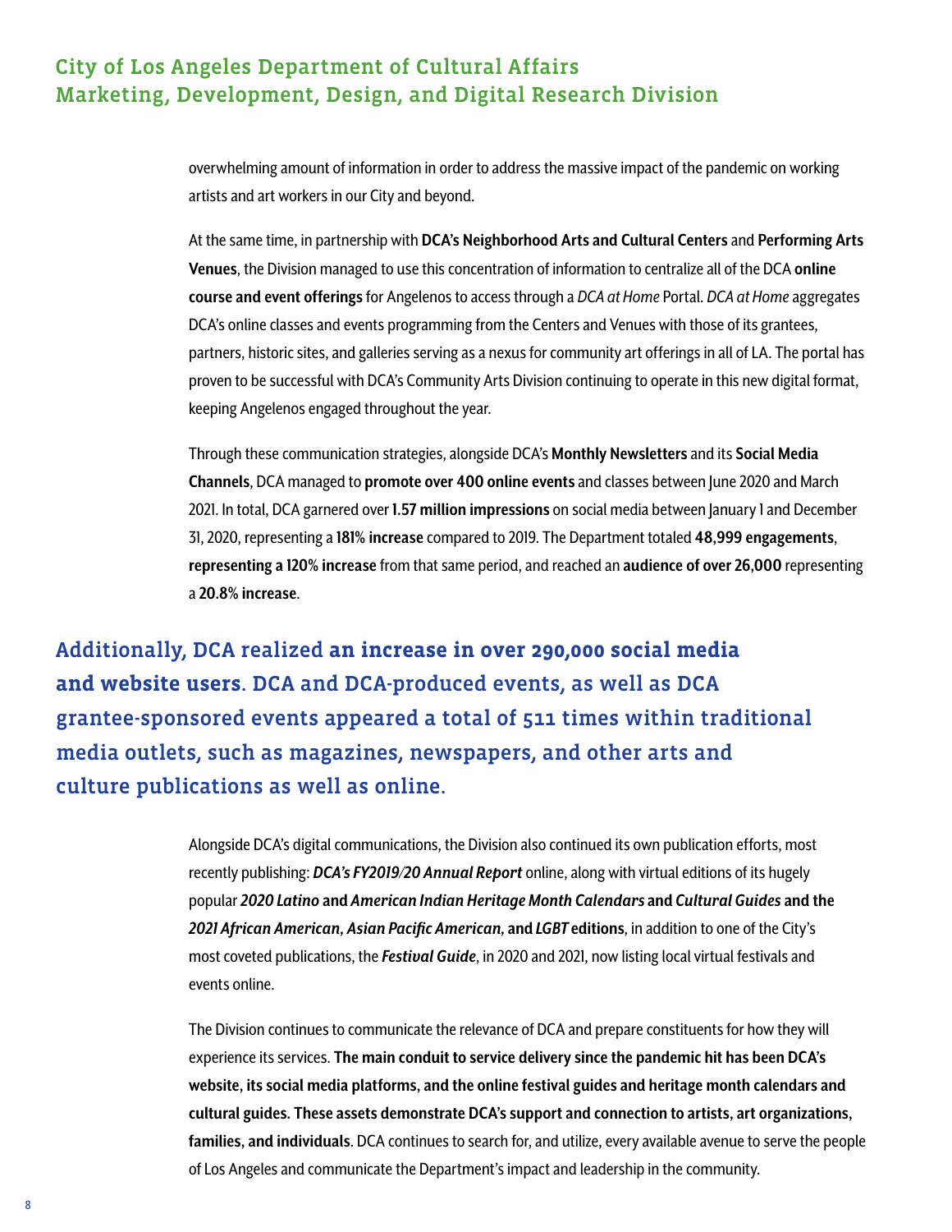overwhelming amount of information in order to address the massive impact of the pandemic on working artists and art workers in our City and beyond.

At the same time, in partnership with **DCA's Neighborhood Arts and Cultural Centers** and **Performing Arts Venues**, the Division managed to use this concentration of information to centralize all of the DCA **online course and event offerings** for Angelenos to access through a *DCA at Home* Portal. *DCA at Home* aggregates DCA's online classes and events programming from the Centers and Venues with those of its grantees, partners, historic sites, and galleries serving as a nexus for community art offerings in all of LA. The portal has proven to be successful with DCA's Community Arts Division continuing to operate in this new digital format, keeping Angelenos engaged throughout the year.

Through these communication strategies, alongside DCA's **Monthly Newsletters** and its **Social Media Channels**, DCA managed to **promote over 400 online events** and classes between June 2020 and March 2021. In total, DCA garnered over **1.57 million impressions** on social media between January 1 and December 31, 2020, representing a **181% increase** compared to 2019. The Department totaled **48,999 engagements**, **representing a 120% increase** from that same period, and reached an **audience of over 26,000** representing a **20.8% increase**.

**Additionally, DCA realized an increase in over 290,000 social media and website users. DCA and DCA-produced events, as well as DCA grantee-sponsored events appeared a total of 511 times within traditional media outlets, such as magazines, newspapers, and other arts and culture publications as well as online.**

Alongside DCA's digital communications, the Division also continued its own publication efforts, most recently publishing: ***DCA's FY2019/20 Annual Report*** online, along with virtual editions of its hugely popular ***2020 Latino* and *American Indian Heritage Month Calendars* and *Cultural Guides* and the *2021 African American*, *Asian Pacific American*, and *LGBT* editions**, in addition to one of the City's most coveted publications, the ***Festival Guide***, in 2020 and 2021, now listing local virtual festivals and events online.

The Division continues to communicate the relevance of DCA and prepare constituents for how they will experience its services. **The main conduit to service delivery since the pandemic hit has been DCA's website, its social media platforms, and the online festival guides and heritage month calendars and cultural guides. These assets demonstrate DCA's support and connection to artists, art organizations, families, and individuals**. DCA continues to search for, and utilize, every available avenue to serve the people of Los Angeles and communicate the Department's impact and leadership in the community.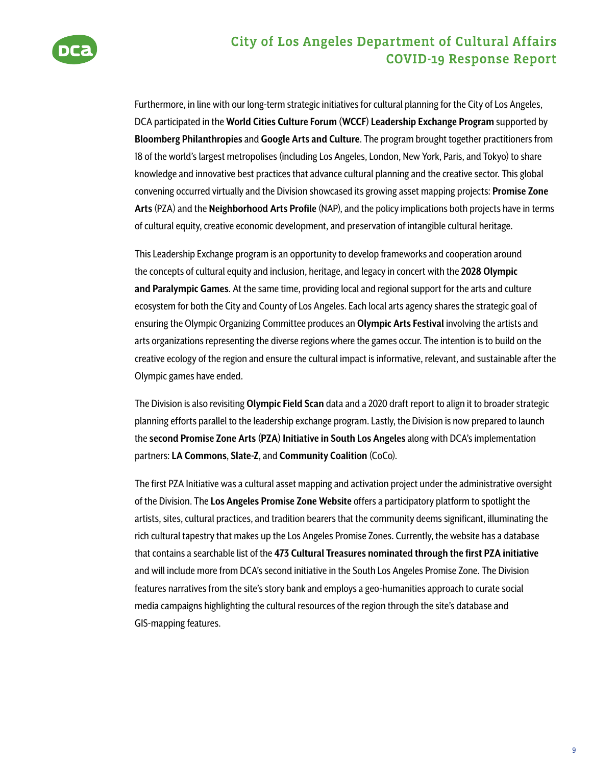Furthermore, in line with our long-term strategic initiatives for cultural planning for the City of Los Angeles, DCA participated in the **World Cities Culture Forum (WCCF) Leadership Exchange Program** supported by **Bloomberg Philanthropies** and **Google Arts and Culture**. The program brought together practitioners from 18 of the world's largest metropolises (including Los Angeles, London, New York, Paris, and Tokyo) to share knowledge and innovative best practices that advance cultural planning and the creative sector. This global convening occurred virtually and the Division showcased its growing asset mapping projects: **Promise Zone Arts** (PZA) and the **Neighborhood Arts Profile** (NAP), and the policy implications both projects have in terms of cultural equity, creative economic development, and preservation of intangible cultural heritage.

This Leadership Exchange program is an opportunity to develop frameworks and cooperation around the concepts of cultural equity and inclusion, heritage, and legacy in concert with the **2028 Olympic and Paralympic Games**. At the same time, providing local and regional support for the arts and culture ecosystem for both the City and County of Los Angeles. Each local arts agency shares the strategic goal of ensuring the Olympic Organizing Committee produces an **Olympic Arts Festival** involving the artists and arts organizations representing the diverse regions where the games occur. The intention is to build on the creative ecology of the region and ensure the cultural impact is informative, relevant, and sustainable after the Olympic games have ended.

The Division is also revisiting **Olympic Field Scan** data and a 2020 draft report to align it to broader strategic planning efforts parallel to the leadership exchange program. Lastly, the Division is now prepared to launch the **second Promise Zone Arts (PZA) Initiative in South Los Angeles** along with DCA's implementation partners: **LA Commons**, **Slate-Z**, and **Community Coalition** (CoCo).

The first PZA Initiative was a cultural asset mapping and activation project under the administrative oversight of the Division. The **Los Angeles Promise Zone Website** offers a participatory platform to spotlight the artists, sites, cultural practices, and tradition bearers that the community deems significant, illuminating the rich cultural tapestry that makes up the Los Angeles Promise Zones. Currently, the website has a database that contains a searchable list of the **473 Cultural Treasures nominated through the first PZA initiative** and will include more from DCA's second initiative in the South Los Angeles Promise Zone. The Division features narratives from the site's story bank and employs a geo-humanities approach to curate social media campaigns highlighting the cultural resources of the region through the site's database and GIS-mapping features.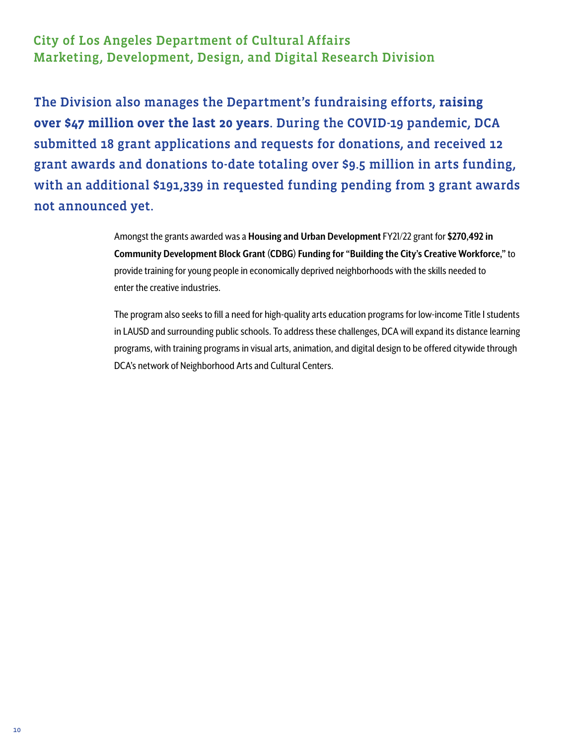## City of Los Angeles Department of Cultural Affairs
## Marketing, Development, Design, and Digital Research Division

**The Division also manages the Department's fundraising efforts, raising over $47 million over the last 20 years. During the COVID-19 pandemic, DCA submitted 18 grant applications and requests for donations, and received 12 grant awards and donations to-date totaling over $9.5 million in arts funding, with an additional $191,339 in requested funding pending from 3 grant awards not announced yet.**

Amongst the grants awarded was a **Housing and Urban Development** FY21/22 grant for **$270,492 in Community Development Block Grant (CDBG) Funding for "Building the City's Creative Workforce**," to provide training for young people in economically deprived neighborhoods with the skills needed to enter the creative industries.

The program also seeks to fill a need for high-quality arts education programs for low-income Title I students in LAUSD and surrounding public schools. To address these challenges, DCA will expand its distance learning programs, with training programs in visual arts, animation, and digital design to be offered citywide through DCA's network of Neighborhood Arts and Cultural Centers.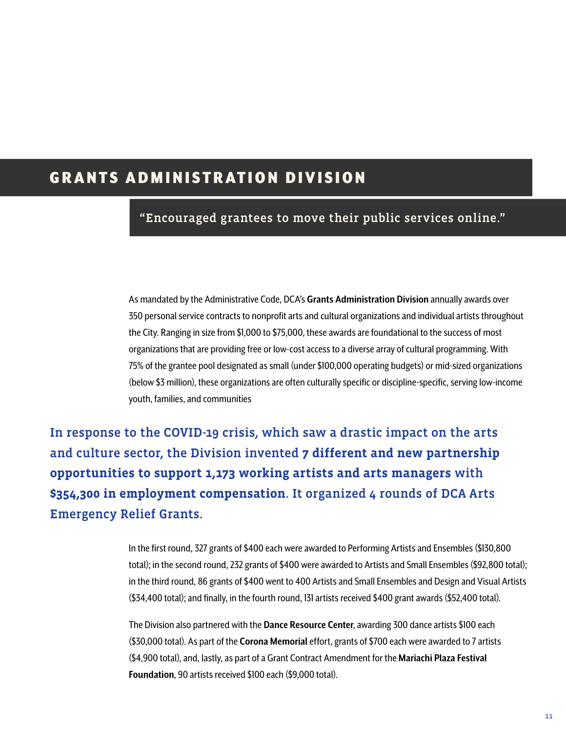# GRANTS ADMINISTRATION DIVISION

**"Encouraged grantees to move their public services online."**

As mandated by the Administrative Code, DCA's **Grants Administration Division** annually awards over 350 personal service contracts to nonprofit arts and cultural organizations and individual artists throughout the City. Ranging in size from $1,000 to $75,000, these awards are foundational to the success of most organizations that are providing free or low-cost access to a diverse array of cultural programming. With 75% of the grantee pool designated as small (under $100,000 operating budgets) or mid-sized organizations (below $3 million), these organizations are often culturally specific or discipline-specific, serving low-income youth, families, and communities

In response to the COVID-19 crisis, which saw a drastic impact on the arts and culture sector, the Division invented **7 different and new partnership opportunities to support 1,173 working artists and arts managers** with **$354,300 in employment compensation**. It organized 4 rounds of DCA Arts Emergency Relief Grants.

In the first round, 327 grants of $400 each were awarded to Performing Artists and Ensembles ($130,800 total); in the second round, 232 grants of $400 were awarded to Artists and Small Ensembles ($92,800 total); in the third round, 86 grants of $400 went to 400 Artists and Small Ensembles and Design and Visual Artists ($34,400 total); and finally, in the fourth round, 131 artists received $400 grant awards ($52,400 total).

The Division also partnered with the **Dance Resource Center**, awarding 300 dance artists $100 each ($30,000 total). As part of the **Corona Memorial** effort, grants of $700 each were awarded to 7 artists ($4,900 total), and, lastly, as part of a Grant Contract Amendment for the **Mariachi Plaza Festival Foundation**, 90 artists received $100 each ($9,000 total).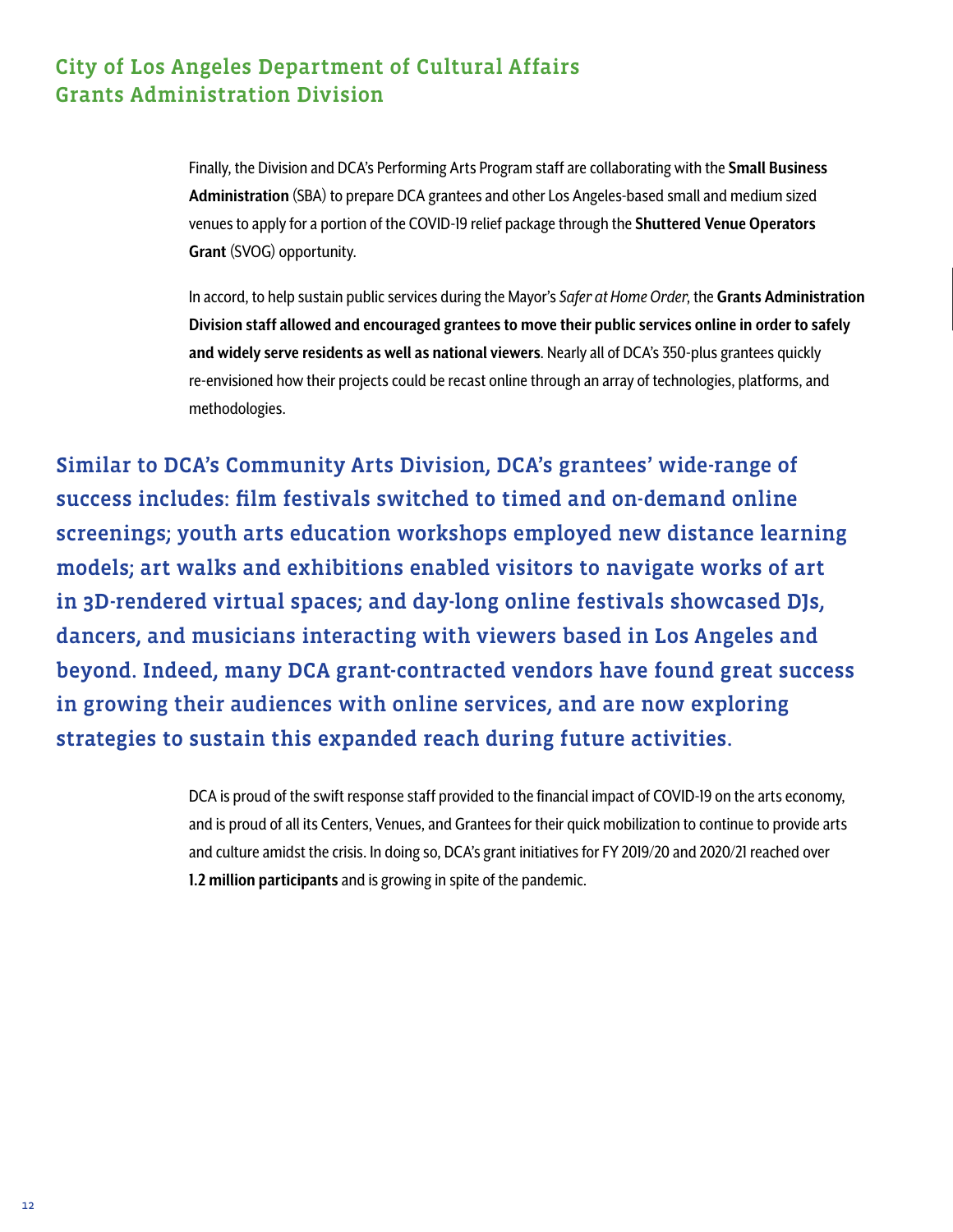Finally, the Division and DCA's Performing Arts Program staff are collaborating with the **Small Business Administration** (SBA) to prepare DCA grantees and other Los Angeles-based small and medium sized venues to apply for a portion of the COVID-19 relief package through the **Shuttered Venue Operators Grant** (SVOG) opportunity.

In accord, to help sustain public services during the Mayor's *Safer at Home Order*, the **Grants Administration Division staff allowed and encouraged grantees to move their public services online in order to safely and widely serve residents as well as national viewers**. Nearly all of DCA's 350-plus grantees quickly re-envisioned how their projects could be recast online through an array of technologies, platforms, and methodologies.

**Similar to DCA's Community Arts Division, DCA's grantees' wide-range of success includes: film festivals switched to timed and on-demand online screenings; youth arts education workshops employed new distance learning models; art walks and exhibitions enabled visitors to navigate works of art in 3D-rendered virtual spaces; and day-long online festivals showcased DJs, dancers, and musicians interacting with viewers based in Los Angeles and beyond. Indeed, many DCA grant-contracted vendors have found great success in growing their audiences with online services, and are now exploring strategies to sustain this expanded reach during future activities.**

DCA is proud of the swift response staff provided to the financial impact of COVID-19 on the arts economy, and is proud of all its Centers, Venues, and Grantees for their quick mobilization to continue to provide arts and culture amidst the crisis. In doing so, DCA's grant initiatives for FY 2019/20 and 2020/21 reached over **1.2 million participants** and is growing in spite of the pandemic.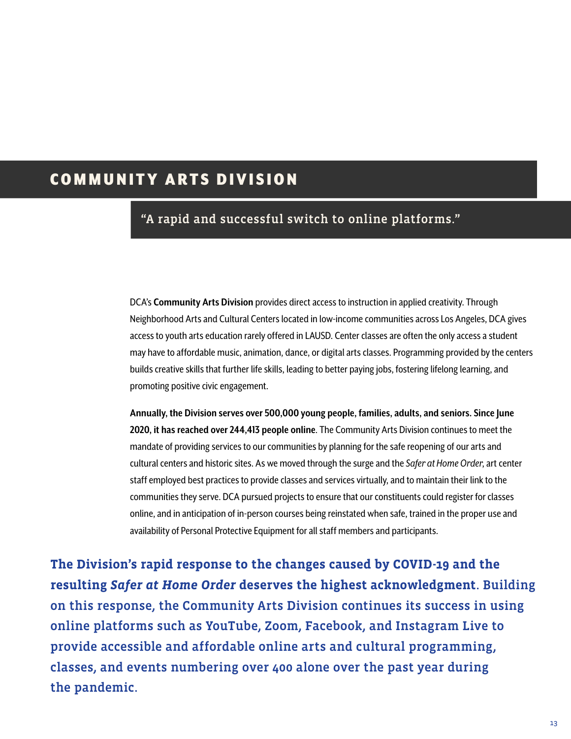# COMMUNITY ARTS DIVISION

## "A rapid and successful switch to online platforms."

DCA's **Community Arts Division** provides direct access to instruction in applied creativity. Through Neighborhood Arts and Cultural Centers located in low-income communities across Los Angeles, DCA gives access to youth arts education rarely offered in LAUSD. Center classes are often the only access a student may have to affordable music, animation, dance, or digital arts classes. Programming provided by the centers builds creative skills that further life skills, leading to better paying jobs, fostering lifelong learning, and promoting positive civic engagement.

**Annually, the Division serves over 500,000 young people, families, adults, and seniors. Since June 2020, it has reached over 244,413 people online**. The Community Arts Division continues to meet the mandate of providing services to our communities by planning for the safe reopening of our arts and cultural centers and historic sites. As we moved through the surge and the *Safer at Home Order,* art center staff employed best practices to provide classes and services virtually, and to maintain their link to the communities they serve. DCA pursued projects to ensure that our constituents could register for classes online, and in anticipation of in-person courses being reinstated when safe, trained in the proper use and availability of Personal Protective Equipment for all staff members and participants.

**The Division's rapid response to the changes caused by COVID-19 and the resulting *Safer at Home Order* deserves the highest acknowledgment**. Building on this response, the Community Arts Division continues its success in using online platforms such as YouTube, Zoom, Facebook, and Instagram Live to provide accessible and affordable online arts and cultural programming, classes, and events numbering over 400 alone over the past year during the pandemic.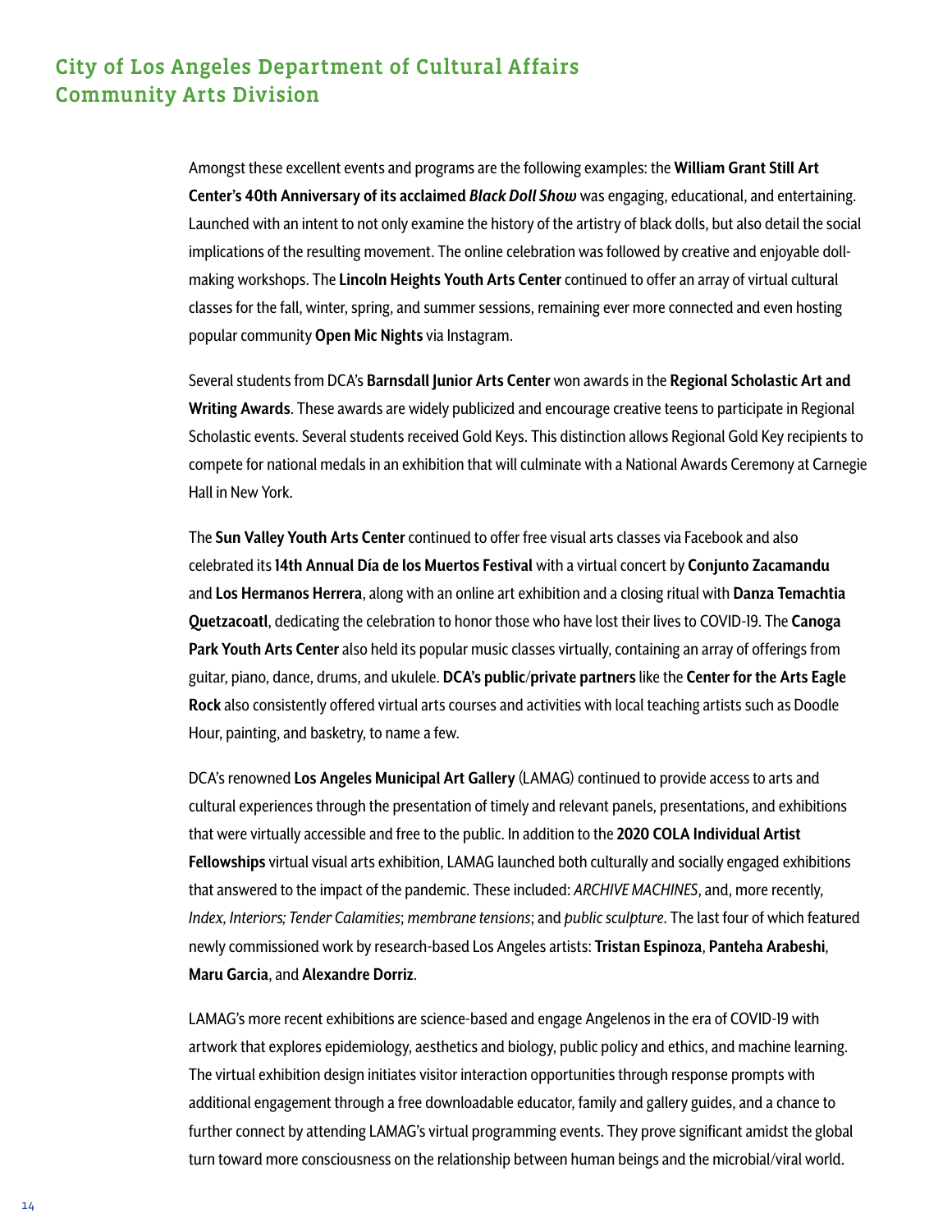## City of Los Angeles Department of Cultural Affairs Community Arts Division

Amongst these excellent events and programs are the following examples: the **William Grant Still Art Center's 40th Anniversary of its acclaimed *Black Doll Show*** was engaging, educational, and entertaining. Launched with an intent to not only examine the history of the artistry of black dolls, but also detail the social implications of the resulting movement. The online celebration was followed by creative and enjoyable doll-making workshops. The **Lincoln Heights Youth Arts Center** continued to offer an array of virtual cultural classes for the fall, winter, spring, and summer sessions, remaining ever more connected and even hosting popular community **Open Mic Nights** via Instagram.

Several students from DCA's **Barnsdall Junior Arts Center** won awards in the **Regional Scholastic Art and Writing Awards**. These awards are widely publicized and encourage creative teens to participate in Regional Scholastic events. Several students received Gold Keys. This distinction allows Regional Gold Key recipients to compete for national medals in an exhibition that will culminate with a National Awards Ceremony at Carnegie Hall in New York.

The **Sun Valley Youth Arts Center** continued to offer free visual arts classes via Facebook and also celebrated its **14th Annual Día de los Muertos Festival** with a virtual concert by **Conjunto Zacamandu** and **Los Hermanos Herrera**, along with an online art exhibition and a closing ritual with **Danza Temachtia Quetzacoatl**, dedicating the celebration to honor those who have lost their lives to COVID-19. The **Canoga Park Youth Arts Center** also held its popular music classes virtually, containing an array of offerings from guitar, piano, dance, drums, and ukulele. **DCA's public/private partners** like the **Center for the Arts Eagle Rock** also consistently offered virtual arts courses and activities with local teaching artists such as Doodle Hour, painting, and basketry, to name a few.

DCA's renowned **Los Angeles Municipal Art Gallery** (LAMAG) continued to provide access to arts and cultural experiences through the presentation of timely and relevant panels, presentations, and exhibitions that were virtually accessible and free to the public. In addition to the **2020 COLA Individual Artist Fellowships** virtual visual arts exhibition, LAMAG launched both culturally and socially engaged exhibitions that answered to the impact of the pandemic. These included: *ARCHIVE MACHINES*, and, more recently, *Index, Interiors; Tender Calamities*; *membrane tensions*; and *public sculpture*. The last four of which featured newly commissioned work by research-based Los Angeles artists: **Tristan Espinoza**, **Panteha Arabeshi**, **Maru Garcia**, and **Alexandre Dorriz**.

LAMAG's more recent exhibitions are science-based and engage Angelenos in the era of COVID-19 with artwork that explores epidemiology, aesthetics and biology, public policy and ethics, and machine learning. The virtual exhibition design initiates visitor interaction opportunities through response prompts with additional engagement through a free downloadable educator, family and gallery guides, and a chance to further connect by attending LAMAG's virtual programming events. They prove significant amidst the global turn toward more consciousness on the relationship between human beings and the microbial/viral world.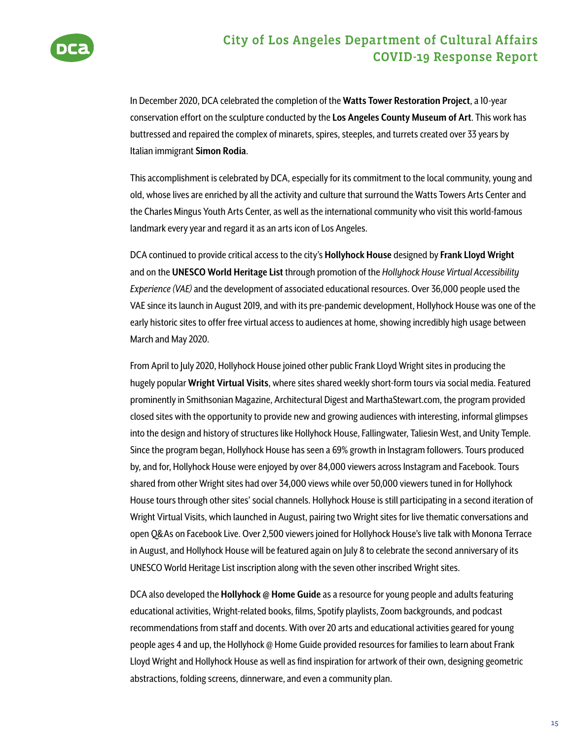In December 2020, DCA celebrated the completion of the **Watts Tower Restoration Project**, a 10-year conservation effort on the sculpture conducted by the **Los Angeles County Museum of Art**. This work has buttressed and repaired the complex of minarets, spires, steeples, and turrets created over 33 years by Italian immigrant **Simon Rodia**.

This accomplishment is celebrated by DCA, especially for its commitment to the local community, young and old, whose lives are enriched by all the activity and culture that surround the Watts Towers Arts Center and the Charles Mingus Youth Arts Center, as well as the international community who visit this world-famous landmark every year and regard it as an arts icon of Los Angeles.

DCA continued to provide critical access to the city's **Hollyhock House** designed by **Frank Lloyd Wright** and on the **UNESCO World Heritage List** through promotion of the *Hollyhock House Virtual Accessibility Experience (VAE)* and the development of associated educational resources. Over 36,000 people used the VAE since its launch in August 2019, and with its pre-pandemic development, Hollyhock House was one of the early historic sites to offer free virtual access to audiences at home, showing incredibly high usage between March and May 2020.

From April to July 2020, Hollyhock House joined other public Frank Lloyd Wright sites in producing the hugely popular **Wright Virtual Visits**, where sites shared weekly short-form tours via social media. Featured prominently in Smithsonian Magazine, Architectural Digest and MarthaStewart.com, the program provided closed sites with the opportunity to provide new and growing audiences with interesting, informal glimpses into the design and history of structures like Hollyhock House, Fallingwater, Taliesin West, and Unity Temple. Since the program began, Hollyhock House has seen a 69% growth in Instagram followers. Tours produced by, and for, Hollyhock House were enjoyed by over 84,000 viewers across Instagram and Facebook. Tours shared from other Wright sites had over 34,000 views while over 50,000 viewers tuned in for Hollyhock House tours through other sites' social channels. Hollyhock House is still participating in a second iteration of Wright Virtual Visits, which launched in August, pairing two Wright sites for live thematic conversations and open Q&As on Facebook Live. Over 2,500 viewers joined for Hollyhock House's live talk with Monona Terrace in August, and Hollyhock House will be featured again on July 8 to celebrate the second anniversary of its UNESCO World Heritage List inscription along with the seven other inscribed Wright sites.

DCA also developed the **Hollyhock @ Home Guide** as a resource for young people and adults featuring educational activities, Wright-related books, films, Spotify playlists, Zoom backgrounds, and podcast recommendations from staff and docents. With over 20 arts and educational activities geared for young people ages 4 and up, the Hollyhock @ Home Guide provided resources for families to learn about Frank Lloyd Wright and Hollyhock House as well as find inspiration for artwork of their own, designing geometric abstractions, folding screens, dinnerware, and even a community plan.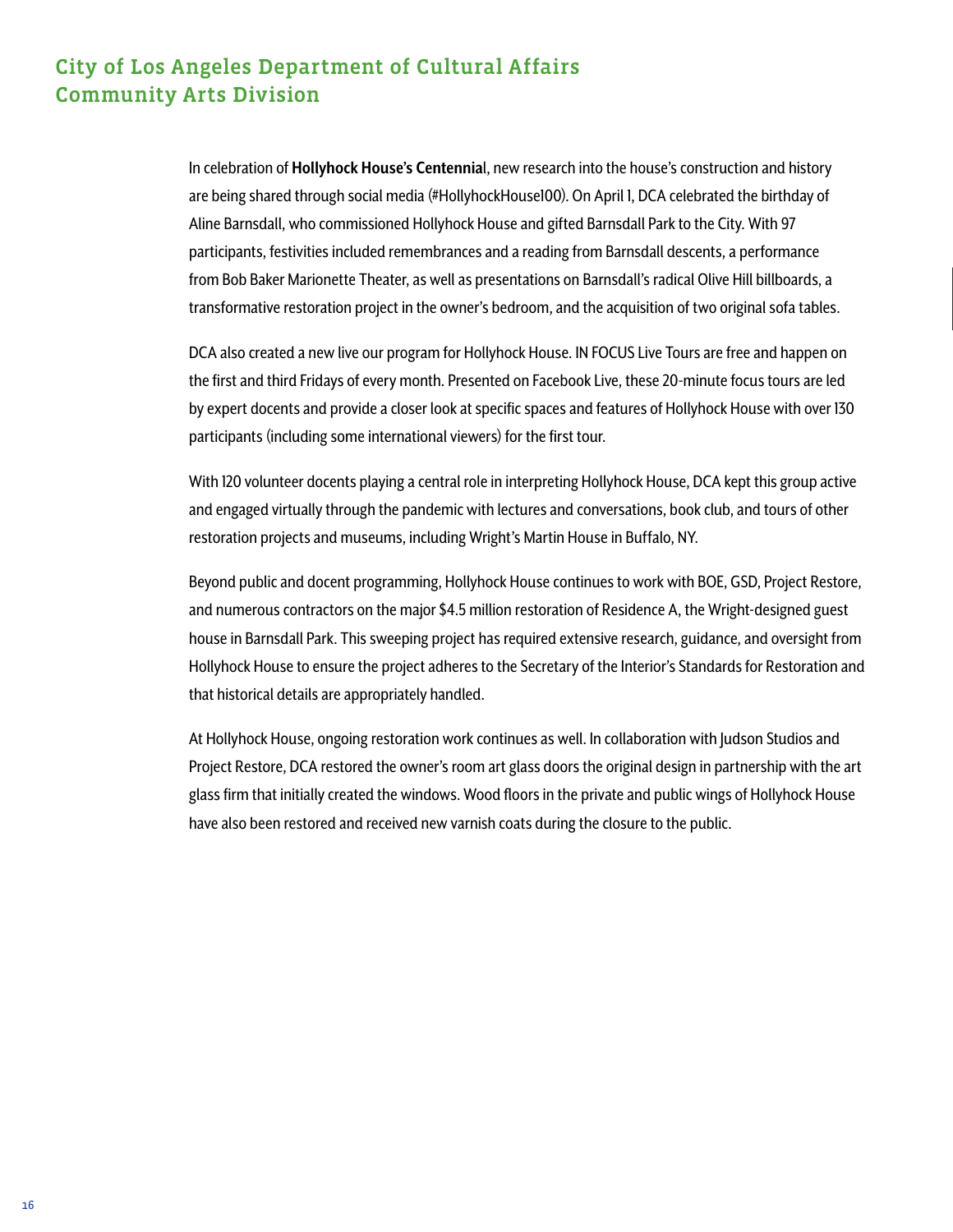## City of Los Angeles Department of Cultural Affairs Community Arts Division

In celebration of **Hollyhock House's Centennia**l, new research into the house's construction and history are being shared through social media (#HollyhockHouse100). On April 1, DCA celebrated the birthday of Aline Barnsdall, who commissioned Hollyhock House and gifted Barnsdall Park to the City. With 97 participants, festivities included remembrances and a reading from Barnsdall descents, a performance from Bob Baker Marionette Theater, as well as presentations on Barnsdall's radical Olive Hill billboards, a transformative restoration project in the owner's bedroom, and the acquisition of two original sofa tables.

DCA also created a new live our program for Hollyhock House. IN FOCUS Live Tours are free and happen on the first and third Fridays of every month. Presented on Facebook Live, these 20-minute focus tours are led by expert docents and provide a closer look at specific spaces and features of Hollyhock House with over 130 participants (including some international viewers) for the first tour.

With 120 volunteer docents playing a central role in interpreting Hollyhock House, DCA kept this group active and engaged virtually through the pandemic with lectures and conversations, book club, and tours of other restoration projects and museums, including Wright's Martin House in Buffalo, NY.

Beyond public and docent programming, Hollyhock House continues to work with BOE, GSD, Project Restore, and numerous contractors on the major $4.5 million restoration of Residence A, the Wright-designed guest house in Barnsdall Park. This sweeping project has required extensive research, guidance, and oversight from Hollyhock House to ensure the project adheres to the Secretary of the Interior's Standards for Restoration and that historical details are appropriately handled.

At Hollyhock House, ongoing restoration work continues as well. In collaboration with Judson Studios and Project Restore, DCA restored the owner's room art glass doors the original design in partnership with the art glass firm that initially created the windows. Wood floors in the private and public wings of Hollyhock House have also been restored and received new varnish coats during the closure to the public.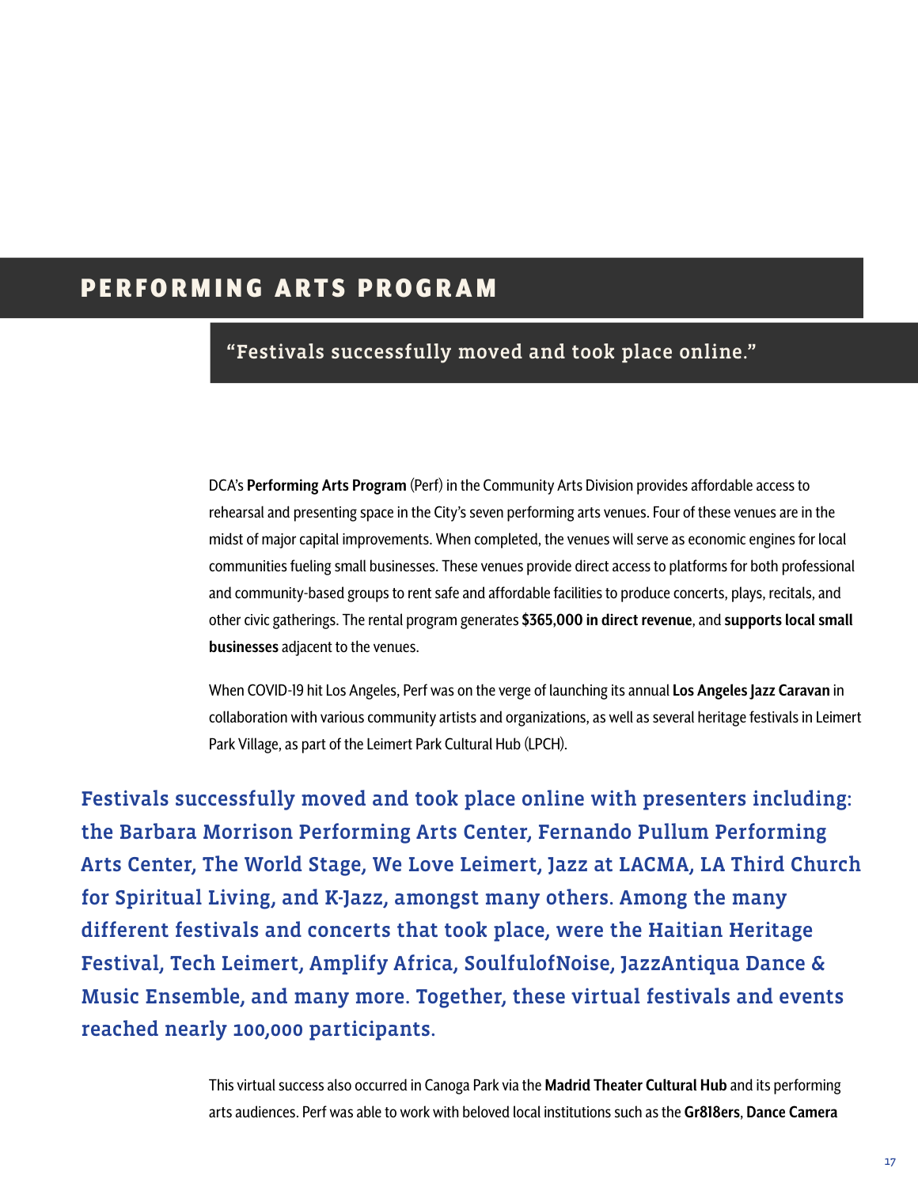## PERFORMING ARTS PROGRAM

> "Festivals successfully moved and took place online."

DCA's **Performing Arts Program** (Perf) in the Community Arts Division provides affordable access to rehearsal and presenting space in the City's seven performing arts venues. Four of these venues are in the midst of major capital improvements. When completed, the venues will serve as economic engines for local communities fueling small businesses. These venues provide direct access to platforms for both professional and community-based groups to rent safe and affordable facilities to produce concerts, plays, recitals, and other civic gatherings. The rental program generates **$365,000 in direct revenue**, and **supports local small businesses** adjacent to the venues.

When COVID-19 hit Los Angeles, Perf was on the verge of launching its annual **Los Angeles Jazz Caravan** in collaboration with various community artists and organizations, as well as several heritage festivals in Leimert Park Village, as part of the Leimert Park Cultural Hub (LPCH).

**Festivals successfully moved and took place online with presenters including: the Barbara Morrison Performing Arts Center, Fernando Pullum Performing Arts Center, The World Stage, We Love Leimert, Jazz at LACMA, LA Third Church for Spiritual Living, and K-Jazz, amongst many others. Among the many different festivals and concerts that took place, were the Haitian Heritage Festival, Tech Leimert, Amplify Africa, SoulfulofNoise, JazzAntiqua Dance & Music Ensemble, and many more. Together, these virtual festivals and events reached nearly 100,000 participants.**

This virtual success also occurred in Canoga Park via the **Madrid Theater Cultural Hub** and its performing arts audiences. Perf was able to work with beloved local institutions such as the **Gr818ers**, **Dance Camera**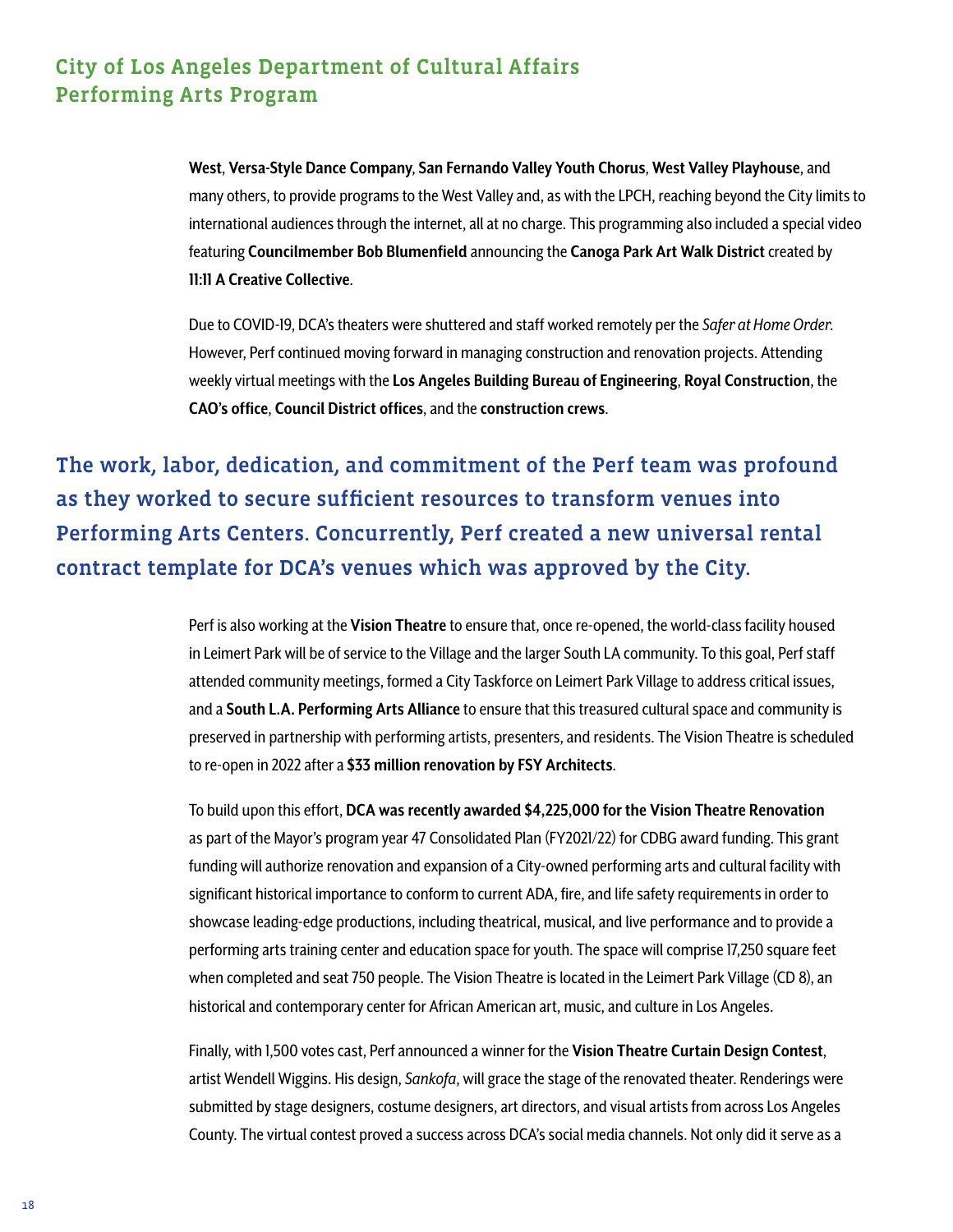## City of Los Angeles Department of Cultural Affairs Performing Arts Program

**West**, **Versa-Style Dance Company**, **San Fernando Valley Youth Chorus**, **West Valley Playhouse**, and many others, to provide programs to the West Valley and, as with the LPCH, reaching beyond the City limits to international audiences through the internet, all at no charge. This programming also included a special video featuring **Councilmember Bob Blumenfield** announcing the **Canoga Park Art Walk District** created by **11:11 A Creative Collective**.

Due to COVID-19, DCA's theaters were shuttered and staff worked remotely per the *Safer at Home Order*. However, Perf continued moving forward in managing construction and renovation projects. Attending weekly virtual meetings with the **Los Angeles Building Bureau of Engineering**, **Royal Construction**, the **CAO's office**, **Council District offices**, and the **construction crews**.

**The work, labor, dedication, and commitment of the Perf team was profound as they worked to secure sufficient resources to transform venues into Performing Arts Centers. Concurrently, Perf created a new universal rental contract template for DCA's venues which was approved by the City.**

Perf is also working at the **Vision Theatre** to ensure that, once re-opened, the world-class facility housed in Leimert Park will be of service to the Village and the larger South LA community. To this goal, Perf staff attended community meetings, formed a City Taskforce on Leimert Park Village to address critical issues, and a **South L.A. Performing Arts Alliance** to ensure that this treasured cultural space and community is preserved in partnership with performing artists, presenters, and residents. The Vision Theatre is scheduled to re-open in 2022 after a **$33 million renovation by FSY Architects**.

To build upon this effort, **DCA was recently awarded $4,225,000 for the Vision Theatre Renovation** as part of the Mayor's program year 47 Consolidated Plan (FY2021/22) for CDBG award funding. This grant funding will authorize renovation and expansion of a City-owned performing arts and cultural facility with significant historical importance to conform to current ADA, fire, and life safety requirements in order to showcase leading-edge productions, including theatrical, musical, and live performance and to provide a performing arts training center and education space for youth. The space will comprise 17,250 square feet when completed and seat 750 people. The Vision Theatre is located in the Leimert Park Village (CD 8), an historical and contemporary center for African American art, music, and culture in Los Angeles.

Finally, with 1,500 votes cast, Perf announced a winner for the **Vision Theatre Curtain Design Contest**, artist Wendell Wiggins. His design, *Sankofa*, will grace the stage of the renovated theater. Renderings were submitted by stage designers, costume designers, art directors, and visual artists from across Los Angeles County. The virtual contest proved a success across DCA's social media channels. Not only did it serve as a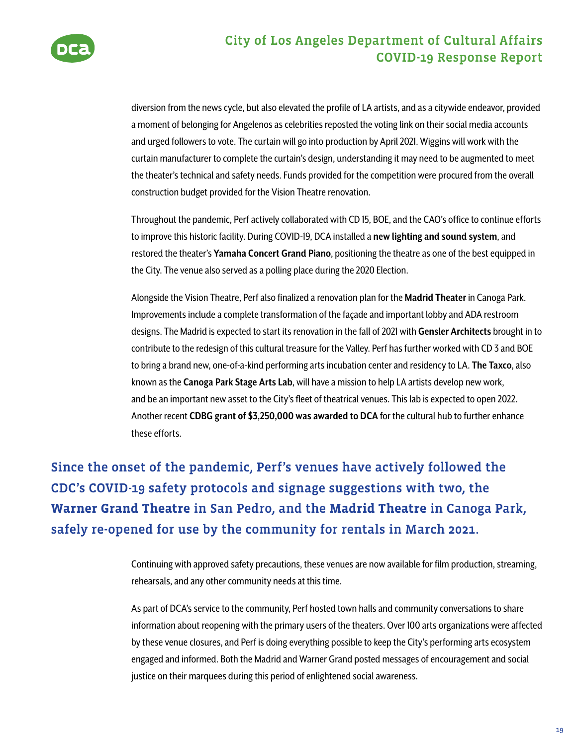diversion from the news cycle, but also elevated the profile of LA artists, and as a citywide endeavor, provided a moment of belonging for Angelenos as celebrities reposted the voting link on their social media accounts and urged followers to vote. The curtain will go into production by April 2021. Wiggins will work with the curtain manufacturer to complete the curtain's design, understanding it may need to be augmented to meet the theater's technical and safety needs. Funds provided for the competition were procured from the overall construction budget provided for the Vision Theatre renovation.

Throughout the pandemic, Perf actively collaborated with CD 15, BOE, and the CAO's office to continue efforts to improve this historic facility. During COVID-19, DCA installed a **new lighting and sound system**, and restored the theater's **Yamaha Concert Grand Piano**, positioning the theatre as one of the best equipped in the City. The venue also served as a polling place during the 2020 Election.

Alongside the Vision Theatre, Perf also finalized a renovation plan for the **Madrid Theater** in Canoga Park. Improvements include a complete transformation of the façade and important lobby and ADA restroom designs. The Madrid is expected to start its renovation in the fall of 2021 with **Gensler Architects** brought in to contribute to the redesign of this cultural treasure for the Valley. Perf has further worked with CD 3 and BOE to bring a brand new, one-of-a-kind performing arts incubation center and residency to LA. **The Taxco**, also known as the **Canoga Park Stage Arts Lab**, will have a mission to help LA artists develop new work, and be an important new asset to the City's fleet of theatrical venues. This lab is expected to open 2022. Another recent **CDBG grant of $3,250,000 was awarded to DCA** for the cultural hub to further enhance these efforts.

## Since the onset of the pandemic, Perf's venues have actively followed the CDC's COVID-19 safety protocols and signage suggestions with two, the **Warner Grand Theatre** in San Pedro, and the **Madrid Theatre** in Canoga Park, safely re-opened for use by the community for rentals in March 2021.

Continuing with approved safety precautions, these venues are now available for film production, streaming, rehearsals, and any other community needs at this time.

As part of DCA's service to the community, Perf hosted town halls and community conversations to share information about reopening with the primary users of the theaters. Over 100 arts organizations were affected by these venue closures, and Perf is doing everything possible to keep the City's performing arts ecosystem engaged and informed. Both the Madrid and Warner Grand posted messages of encouragement and social justice on their marquees during this period of enlightened social awareness.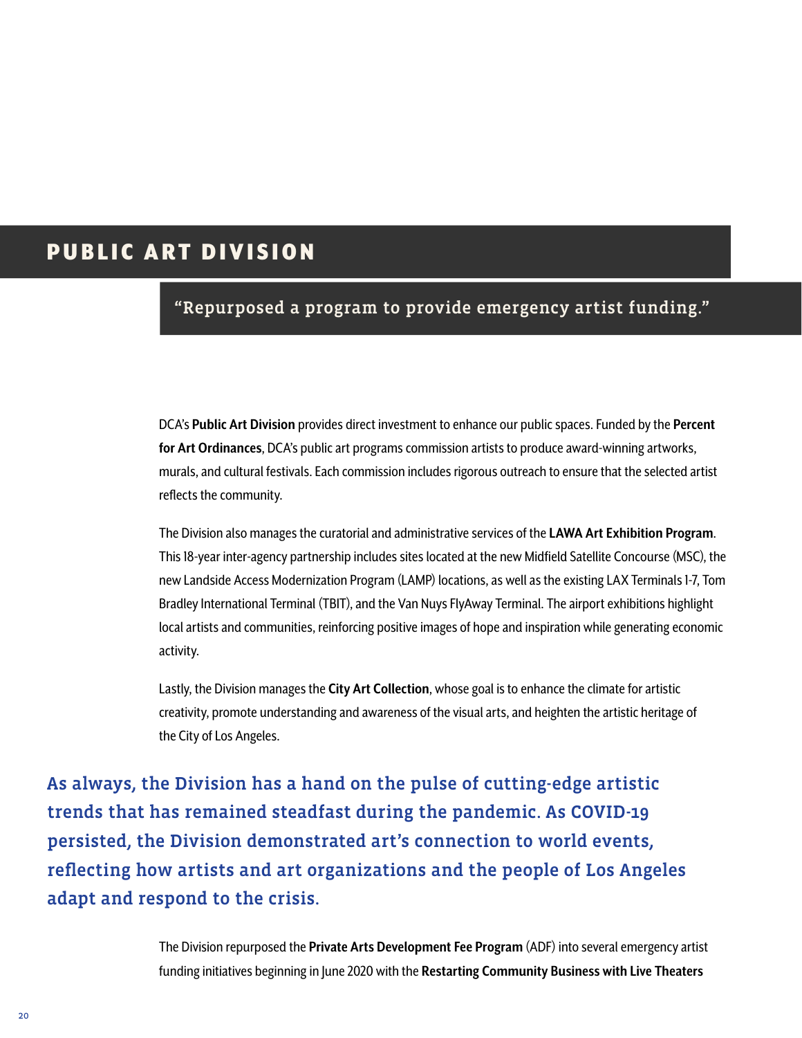# PUBLIC ART DIVISION

## "Repurposed a program to provide emergency artist funding."

DCA's **Public Art Division** provides direct investment to enhance our public spaces. Funded by the **Percent for Art Ordinances**, DCA's public art programs commission artists to produce award-winning artworks, murals, and cultural festivals. Each commission includes rigorous outreach to ensure that the selected artist reflects the community.

The Division also manages the curatorial and administrative services of the **LAWA Art Exhibition Program**. This 18-year inter-agency partnership includes sites located at the new Midfield Satellite Concourse (MSC), the new Landside Access Modernization Program (LAMP) locations, as well as the existing LAX Terminals 1-7, Tom Bradley International Terminal (TBIT), and the Van Nuys FlyAway Terminal. The airport exhibitions highlight local artists and communities, reinforcing positive images of hope and inspiration while generating economic activity.

Lastly, the Division manages the **City Art Collection**, whose goal is to enhance the climate for artistic creativity, promote understanding and awareness of the visual arts, and heighten the artistic heritage of the City of Los Angeles.

**As always, the Division has a hand on the pulse of cutting-edge artistic trends that has remained steadfast during the pandemic. As COVID-19 persisted, the Division demonstrated art's connection to world events, reflecting how artists and art organizations and the people of Los Angeles adapt and respond to the crisis.**

The Division repurposed the **Private Arts Development Fee Program** (ADF) into several emergency artist funding initiatives beginning in June 2020 with the **Restarting Community Business with Live Theaters**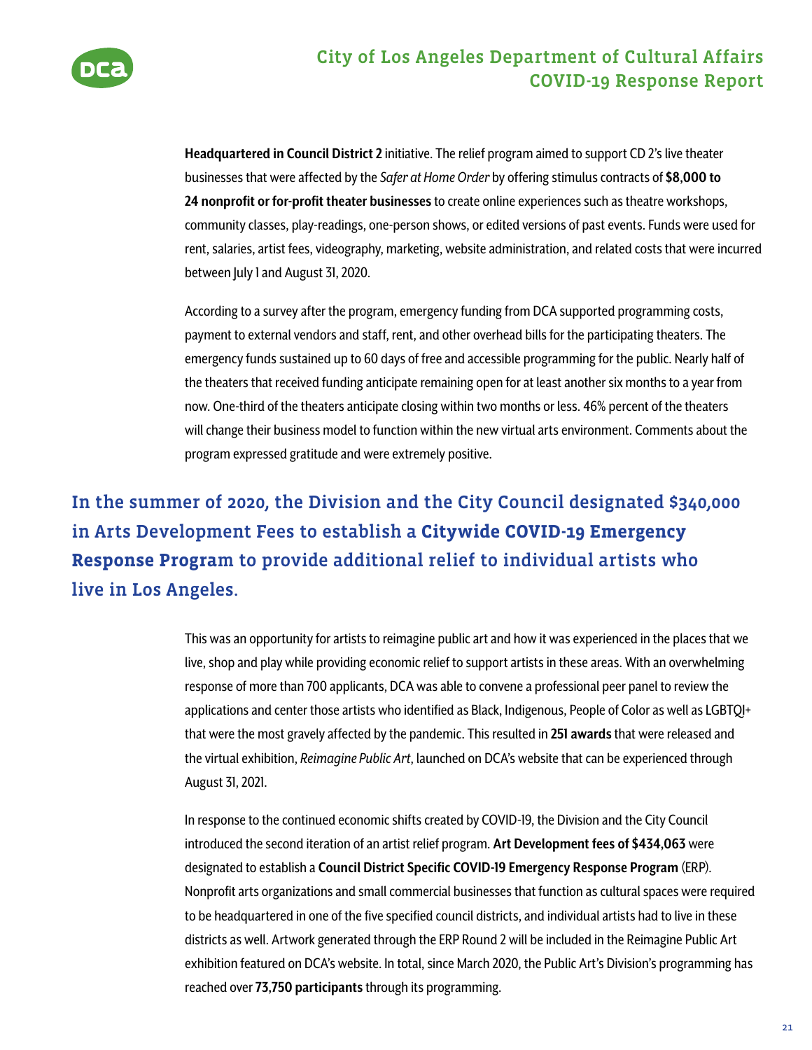**Headquartered in Council District 2** initiative. The relief program aimed to support CD 2's live theater businesses that were affected by the *Safer at Home Order* by offering stimulus contracts of **$8,000 to 24 nonprofit or for-profit theater businesses** to create online experiences such as theatre workshops, community classes, play-readings, one-person shows, or edited versions of past events. Funds were used for rent, salaries, artist fees, videography, marketing, website administration, and related costs that were incurred between July 1 and August 31, 2020.

According to a survey after the program, emergency funding from DCA supported programming costs, payment to external vendors and staff, rent, and other overhead bills for the participating theaters. The emergency funds sustained up to 60 days of free and accessible programming for the public. Nearly half of the theaters that received funding anticipate remaining open for at least another six months to a year from now. One-third of the theaters anticipate closing within two months or less. 46% percent of the theaters will change their business model to function within the new virtual arts environment. Comments about the program expressed gratitude and were extremely positive.

## In the summer of 2020, the Division and the City Council designated $340,000 in Arts Development Fees to establish a **Citywide COVID-19 Emergency Response Program** to provide additional relief to individual artists who live in Los Angeles.

This was an opportunity for artists to reimagine public art and how it was experienced in the places that we live, shop and play while providing economic relief to support artists in these areas. With an overwhelming response of more than 700 applicants, DCA was able to convene a professional peer panel to review the applications and center those artists who identified as Black, Indigenous, People of Color as well as LGBTQI+ that were the most gravely affected by the pandemic. This resulted in **251 awards** that were released and the virtual exhibition, *Reimagine Public Art*, launched on DCA's website that can be experienced through August 31, 2021.

In response to the continued economic shifts created by COVID-19, the Division and the City Council introduced the second iteration of an artist relief program. **Art Development fees of $434,063** were designated to establish a **Council District Specific COVID-19 Emergency Response Program** (ERP). Nonprofit arts organizations and small commercial businesses that function as cultural spaces were required to be headquartered in one of the five specified council districts, and individual artists had to live in these districts as well. Artwork generated through the ERP Round 2 will be included in the Reimagine Public Art exhibition featured on DCA's website. In total, since March 2020, the Public Art's Division's programming has reached over **73,750 participants** through its programming.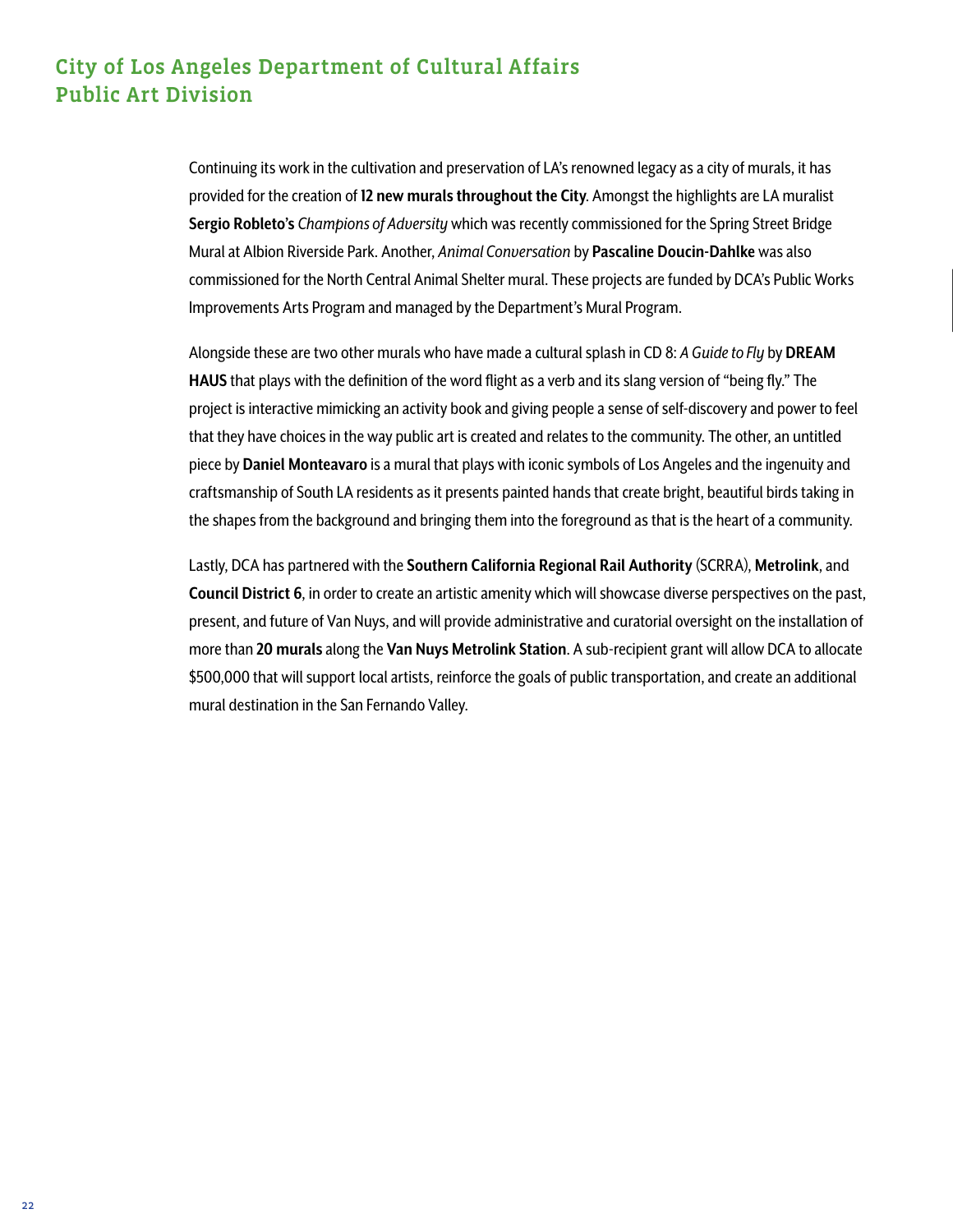## City of Los Angeles Department of Cultural Affairs Public Art Division

Continuing its work in the cultivation and preservation of LA's renowned legacy as a city of murals, it has provided for the creation of **12 new murals throughout the City**. Amongst the highlights are LA muralist **Sergio Robleto's** *Champions of Adversity* which was recently commissioned for the Spring Street Bridge Mural at Albion Riverside Park. Another, *Animal Conversation* by **Pascaline Doucin-Dahlke** was also commissioned for the North Central Animal Shelter mural. These projects are funded by DCA's Public Works Improvements Arts Program and managed by the Department's Mural Program.

Alongside these are two other murals who have made a cultural splash in CD 8: *A Guide to Fly* by **DREAM HAUS** that plays with the definition of the word flight as a verb and its slang version of "being fly." The project is interactive mimicking an activity book and giving people a sense of self-discovery and power to feel that they have choices in the way public art is created and relates to the community. The other, an untitled piece by **Daniel Monteavaro** is a mural that plays with iconic symbols of Los Angeles and the ingenuity and craftsmanship of South LA residents as it presents painted hands that create bright, beautiful birds taking in the shapes from the background and bringing them into the foreground as that is the heart of a community.

Lastly, DCA has partnered with the **Southern California Regional Rail Authority** (SCRRA), **Metrolink**, and **Council District 6**, in order to create an artistic amenity which will showcase diverse perspectives on the past, present, and future of Van Nuys, and will provide administrative and curatorial oversight on the installation of more than **20 murals** along the **Van Nuys Metrolink Station**. A sub-recipient grant will allow DCA to allocate $500,000 that will support local artists, reinforce the goals of public transportation, and create an additional mural destination in the San Fernando Valley.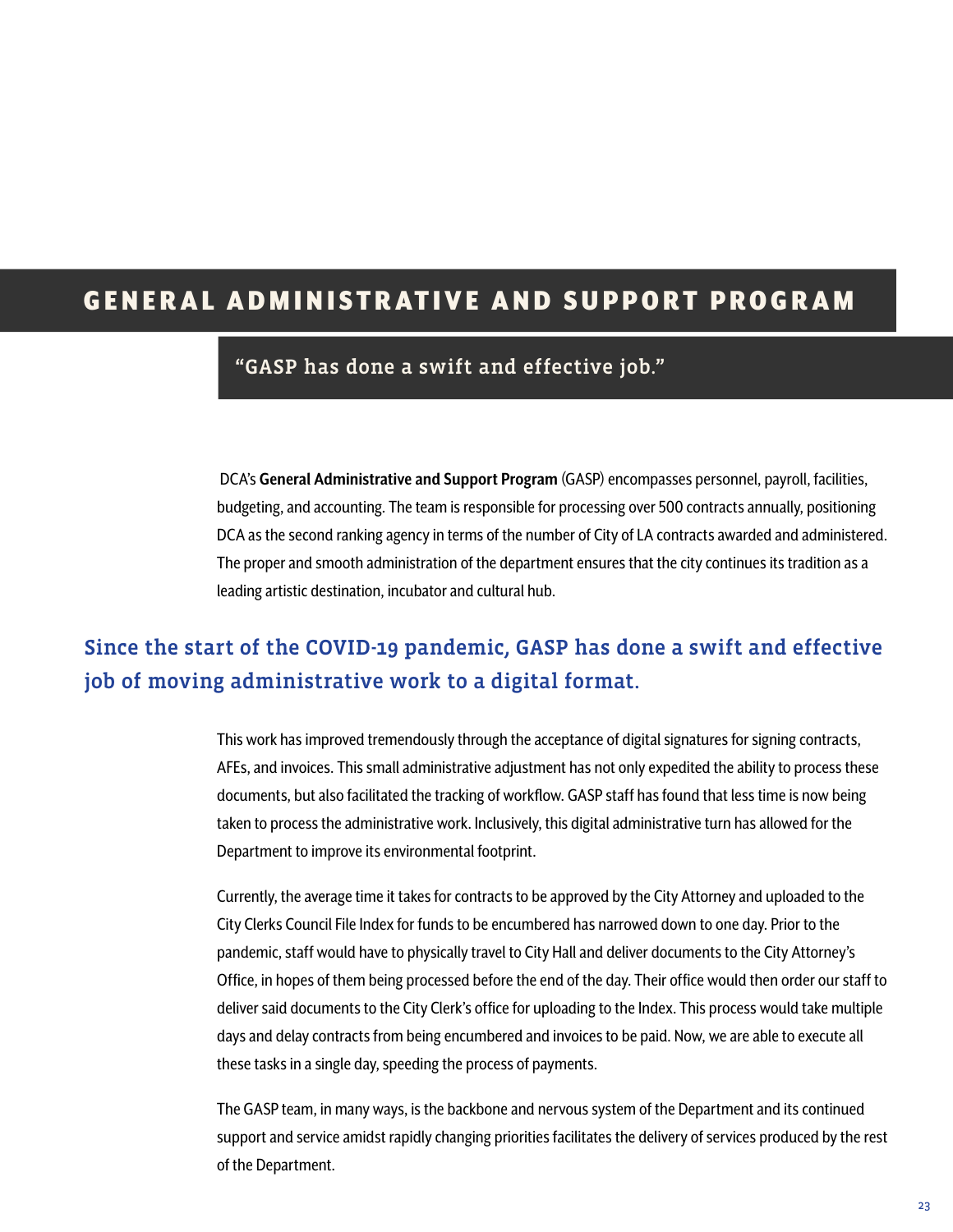# GENERAL ADMINISTRATIVE AND SUPPORT PROGRAM

## “GASP has done a swift and effective job.”

DCA’s **General Administrative and Support Program** (GASP) encompasses personnel, payroll, facilities, budgeting, and accounting. The team is responsible for processing over 500 contracts annually, positioning DCA as the second ranking agency in terms of the number of City of LA contracts awarded and administered. The proper and smooth administration of the department ensures that the city continues its tradition as a leading artistic destination, incubator and cultural hub.

### Since the start of the COVID-19 pandemic, GASP has done a swift and effective job of moving administrative work to a digital format.

This work has improved tremendously through the acceptance of digital signatures for signing contracts, AFEs, and invoices. This small administrative adjustment has not only expedited the ability to process these documents, but also facilitated the tracking of workflow. GASP staff has found that less time is now being taken to process the administrative work. Inclusively, this digital administrative turn has allowed for the Department to improve its environmental footprint.

Currently, the average time it takes for contracts to be approved by the City Attorney and uploaded to the City Clerks Council File Index for funds to be encumbered has narrowed down to one day. Prior to the pandemic, staff would have to physically travel to City Hall and deliver documents to the City Attorney’s Office, in hopes of them being processed before the end of the day. Their office would then order our staff to deliver said documents to the City Clerk’s office for uploading to the Index. This process would take multiple days and delay contracts from being encumbered and invoices to be paid. Now, we are able to execute all these tasks in a single day, speeding the process of payments.

The GASP team, in many ways, is the backbone and nervous system of the Department and its continued support and service amidst rapidly changing priorities facilitates the delivery of services produced by the rest of the Department.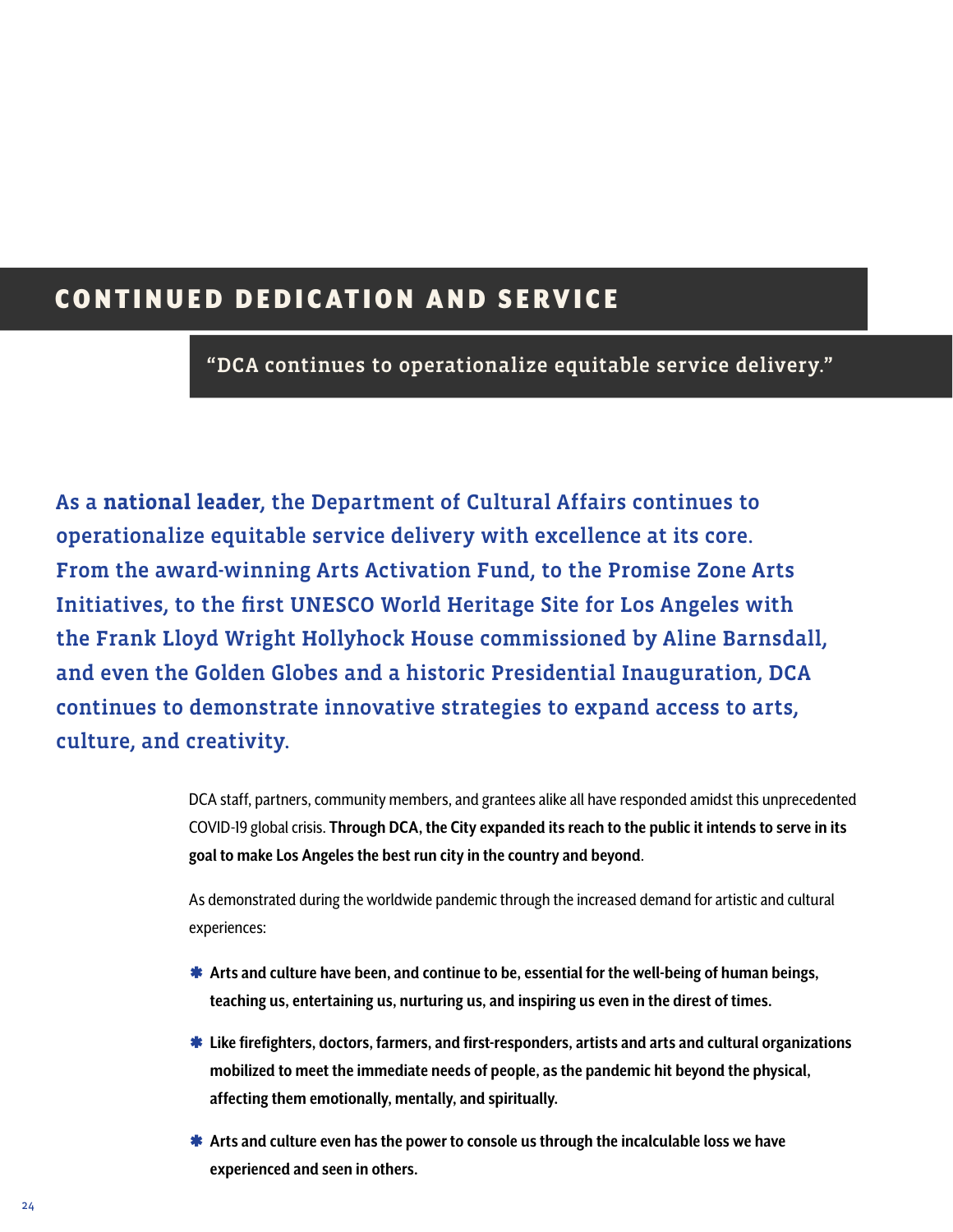## CONTINUED DEDICATION AND SERVICE

“DCA continues to operationalize equitable service delivery.”

As a **national leader**, the Department of Cultural Affairs continues to operationalize equitable service delivery with excellence at its core. From the award-winning Arts Activation Fund, to the Promise Zone Arts Initiatives, to the first UNESCO World Heritage Site for Los Angeles with the Frank Lloyd Wright Hollyhock House commissioned by Aline Barnsdall, and even the Golden Globes and a historic Presidential Inauguration, DCA continues to demonstrate innovative strategies to expand access to arts, culture, and creativity.

DCA staff, partners, community members, and grantees alike all have responded amidst this unprecedented COVID-19 global crisis. **Through DCA, the City expanded its reach to the public it intends to serve in its goal to make Los Angeles the best run city in the country and beyond**.

As demonstrated during the worldwide pandemic through the increased demand for artistic and cultural experiences:

- **Arts and culture have been, and continue to be, essential for the well-being of human beings, teaching us, entertaining us, nurturing us, and inspiring us even in the direst of times.**
- **Like firefighters, doctors, farmers, and first-responders, artists and arts and cultural organizations mobilized to meet the immediate needs of people, as the pandemic hit beyond the physical, affecting them emotionally, mentally, and spiritually.**
- **Arts and culture even has the power to console us through the incalculable loss we have experienced and seen in others.**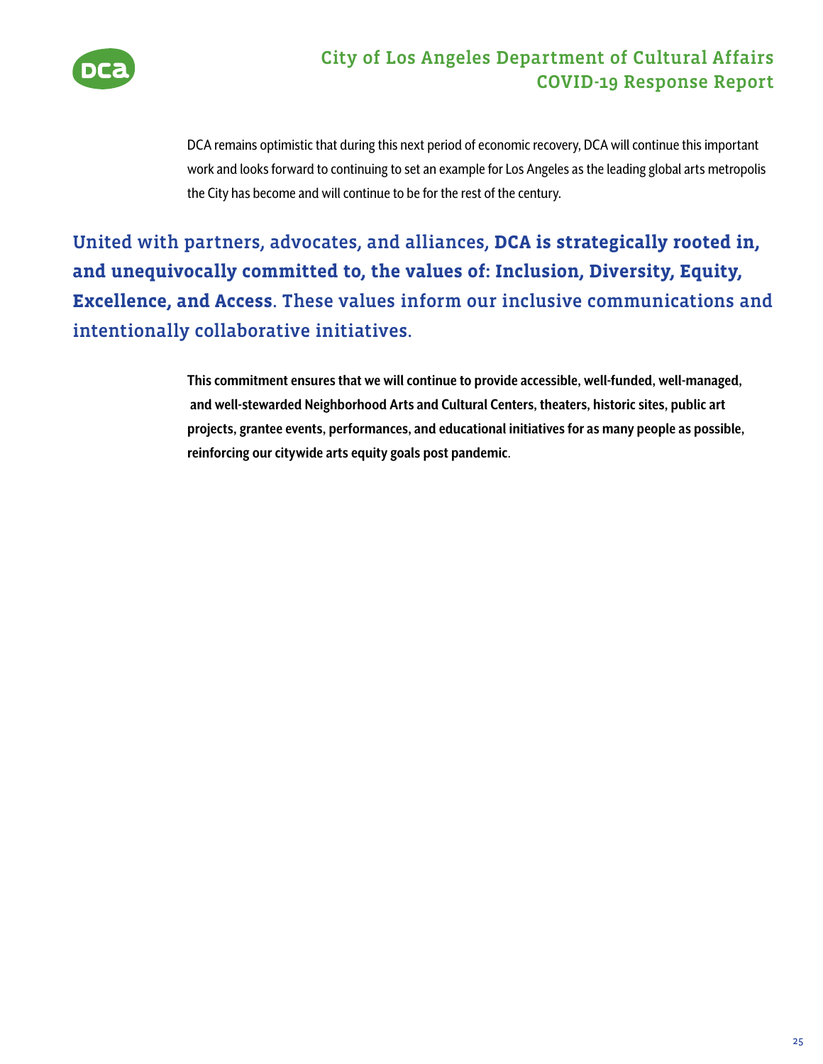DCA remains optimistic that during this next period of economic recovery, DCA will continue this important work and looks forward to continuing to set an example for Los Angeles as the leading global arts metropolis the City has become and will continue to be for the rest of the century.

United with partners, advocates, and alliances, **DCA is strategically rooted in, and unequivocally committed to, the values of: Inclusion, Diversity, Equity, Excellence, and Access**. These values inform our inclusive communications and intentionally collaborative initiatives.

**This commitment ensures that we will continue to provide accessible, well-funded, well-managed, and well-stewarded Neighborhood Arts and Cultural Centers, theaters, historic sites, public art projects, grantee events, performances, and educational initiatives for as many people as possible, reinforcing our citywide arts equity goals post pandemic**.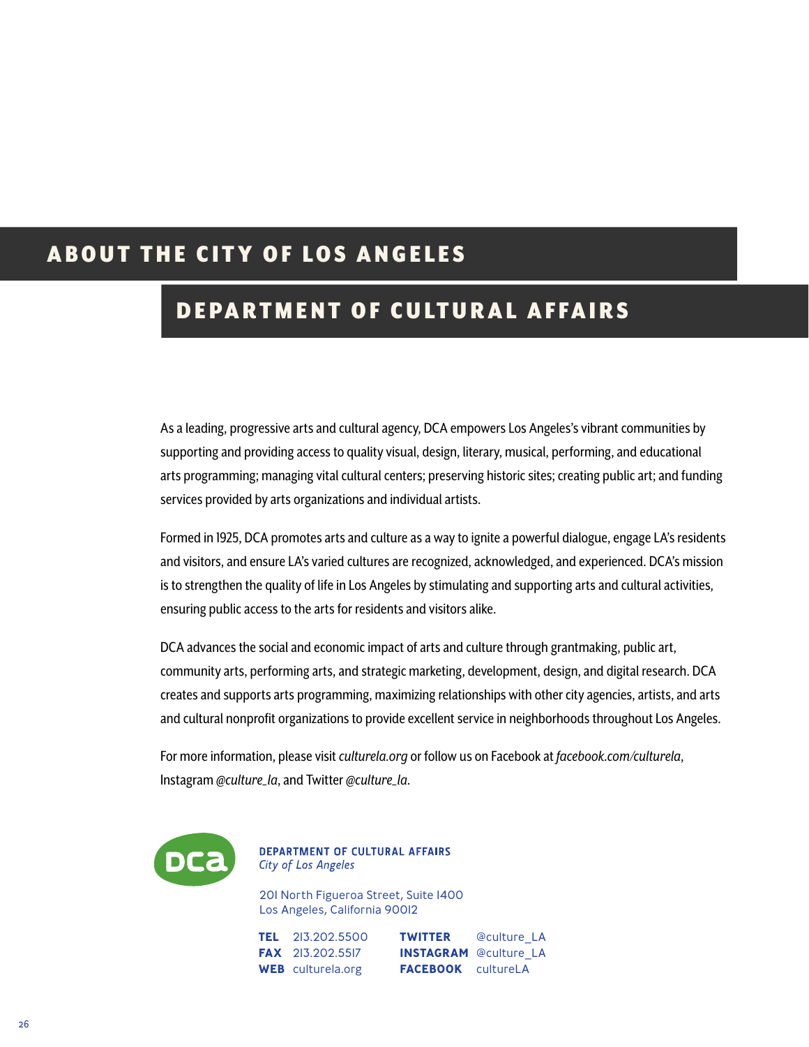# ABOUT THE CITY OF LOS ANGELES

## DEPARTMENT OF CULTURAL AFFAIRS

As a leading, progressive arts and cultural agency, DCA empowers Los Angeles's vibrant communities by supporting and providing access to quality visual, design, literary, musical, performing, and educational arts programming; managing vital cultural centers; preserving historic sites; creating public art; and funding services provided by arts organizations and individual artists.

Formed in 1925, DCA promotes arts and culture as a way to ignite a powerful dialogue, engage LA's residents and visitors, and ensure LA's varied cultures are recognized, acknowledged, and experienced. DCA's mission is to strengthen the quality of life in Los Angeles by stimulating and supporting arts and cultural activities, ensuring public access to the arts for residents and visitors alike.

DCA advances the social and economic impact of arts and culture through grantmaking, public art, community arts, performing arts, and strategic marketing, development, design, and digital research. DCA creates and supports arts programming, maximizing relationships with other city agencies, artists, and arts and cultural nonprofit organizations to provide excellent service in neighborhoods throughout Los Angeles.

For more information, please visit *culturela.org* or follow us on Facebook at *facebook.com/culturela*, Instagram *@culture_la*, and Twitter *@culture_la*.

dca

**DEPARTMENT OF CULTURAL AFFAIRS**
*City of Los Angeles*

201 North Figueroa Street, Suite 1400
Los Angeles, California 90012

**TEL** 213.202.5500
**FAX** 213.202.5517
**WEB** culturela.org

**TWITTER** @culture_LA
**INSTAGRAM** @culture_LA
**FACEBOOK** cultureLA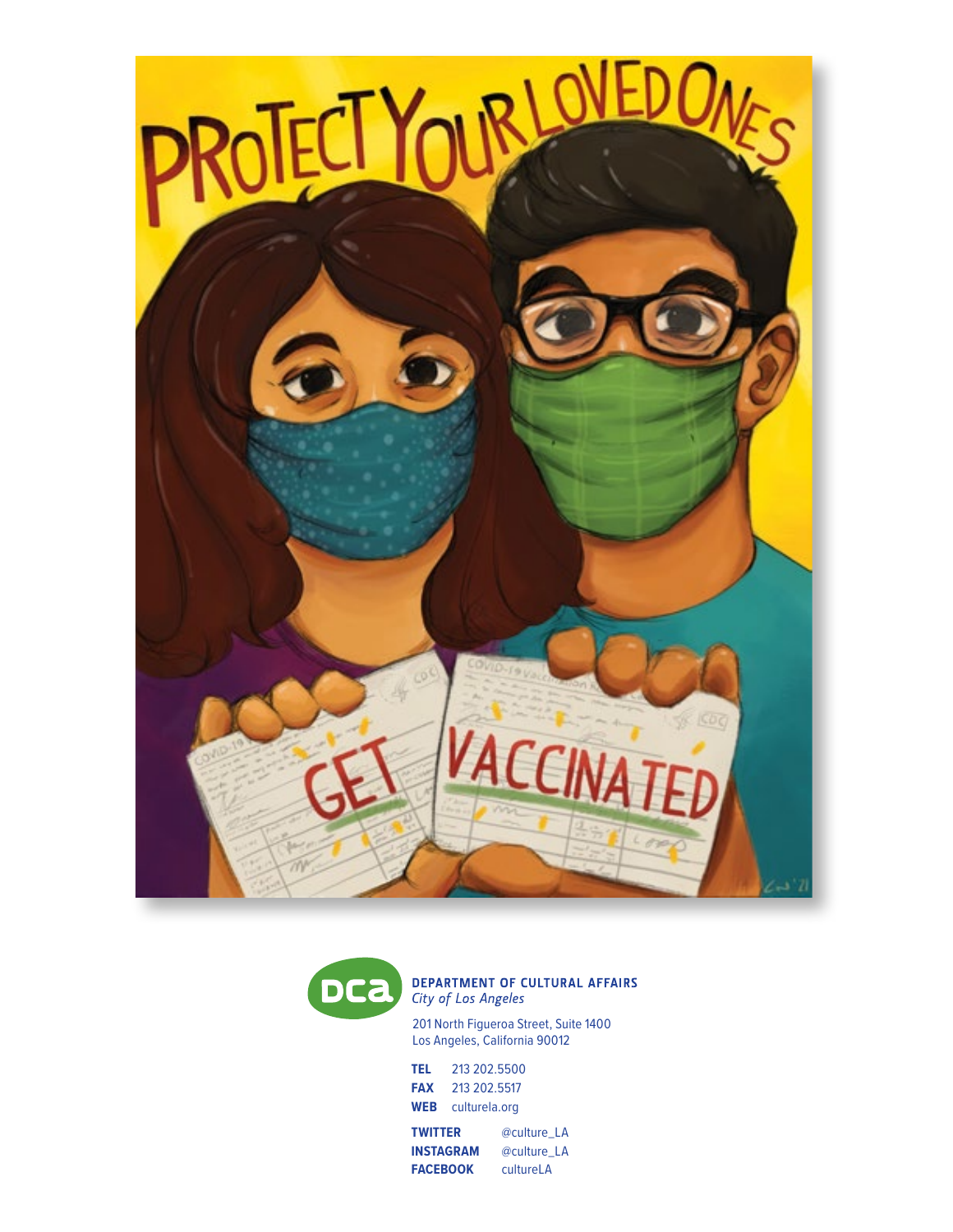PROTECT YOUR LOVED ONES

GET VACCINATED

**DEPARTMENT OF CULTURAL AFFAIRS**
*City of Los Angeles*

201 North Figueroa Street, Suite 1400
Los Angeles, California 90012

**TEL** 213 202.5500
**FAX** 213 202.5517
**WEB** culturela.org

**TWITTER** @culture_LA
**INSTAGRAM** @culture_LA
**FACEBOOK** cultureLA